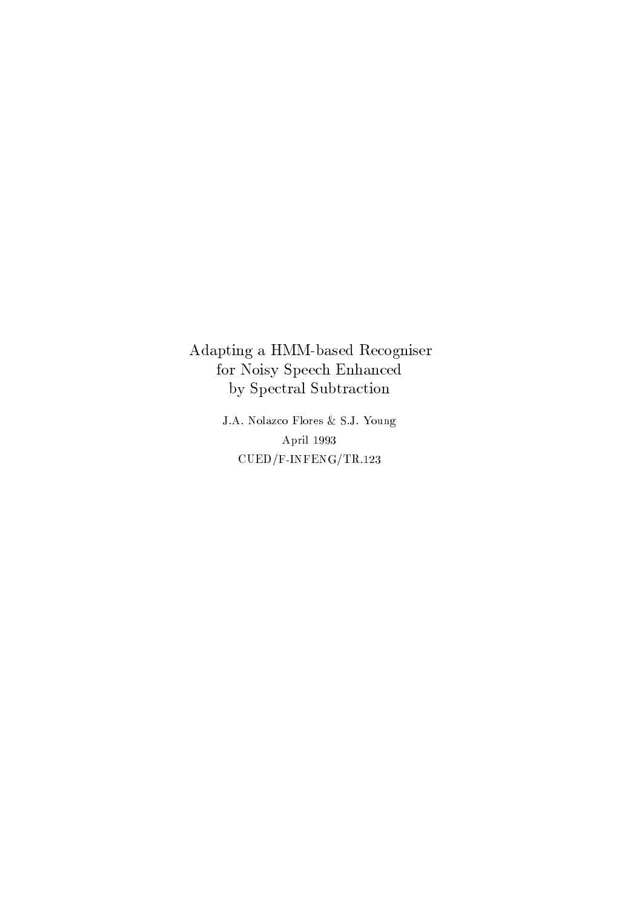# Adapting a HMM-based Recogniser for Noisy Speech Enhanced by Spectral Subtraction

J.A. Nolazco Flores & S.J. Young

April 1993

CUED/F-INFENG/TR.123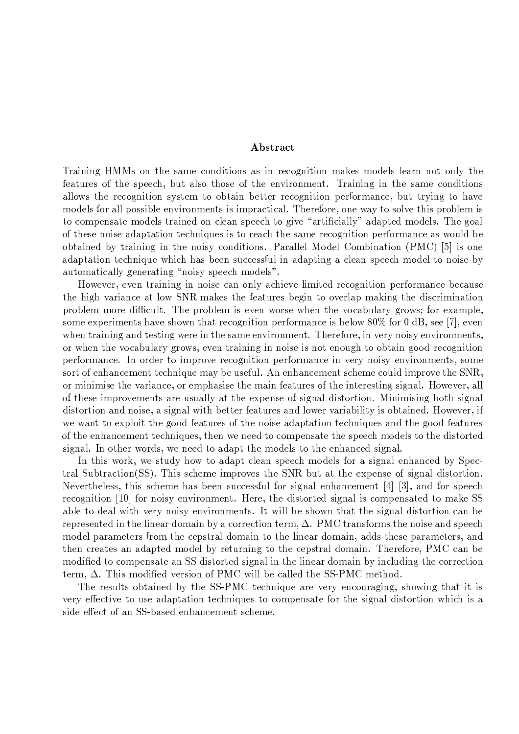## Abstract

Training HMMs on the same conditions as in recognition makes models learn not only the features of the speech, but also those of the environment. Training in the same conditions allows the recognition system to obtain better recognition performance, but trying to have models for all possible environments is impractical. Therefore, one way to solve this problem is to compensate models trained on clean speech to give "artificially" adapted models. The goal of these noise adaptation techniques is to reach the same recognition performance as would be obtained by training in the noisy conditions. Parallel Model Combination (PMC) [5] is one adaptation technique which has been successful in adapting a clean speech model to noise by automatically generating "noisy speech models".

However, even training in noise can only achieve limited recognition performance because the high variance at low SNR makes the features begin to overlap making the discrimination problem more difficult. The problem is even worse when the vocabulary grows; for example, some experiments have shown that recognition performance is below 80% for 0 dB, see [7], even when training and testing were in the same environment. Therefore, in very noisy environments, or when the vocabulary grows, even training in noise is not enough to obtain good recognition performance. In order to improve recognition performance in very noisy environments, some sort of enhancement technique may be useful. An enhancement scheme could improve the SNR, or minimise the variance, or emphasise the main features of the interesting signal. However, all of these improvements are usually at the expense of signal distortion. Minimising both signal distortion and noise, a signal with better features and lower variability is obtained. However, if we want to exploit the good features of the noise adaptation techniques and the good features of the enhancement techniques, then we need to compensate the speech models to the distorted signal. In other words, we need to adapt the models to the enhanced signal.

In this work, we study how to adapt clean speech models for a signal enhanced by Spectral Subtraction(SS). This scheme improves the SNR but at the expense of signal distortion. Nevertheless, this scheme has been successful for signal enhancement [4] [3], and for speech recognition [10] for noisy environment. Here, the distorted signal is compensated to make SS able to deal with very noisy environments. It will be shown that the signal distortion can be represented in the linear domain by a correction term, $\Delta$. PMC transforms the noise and speech model parameters from the cepstral domain to the linear domain, adds these parameters, and then creates an adapted model by returning to the cepstral domain. Therefore, PMC can be modified to compensate an SS distorted signal in the linear domain by including the correction term, $\Delta$. This modified version of PMC will be called the SS-PMC method.

The results obtained by the SS-PMC technique are very encouraging, showing that it is very effective to use adaptation techniques to compensate for the signal distortion which is a side effect of an SS-based enhancement scheme.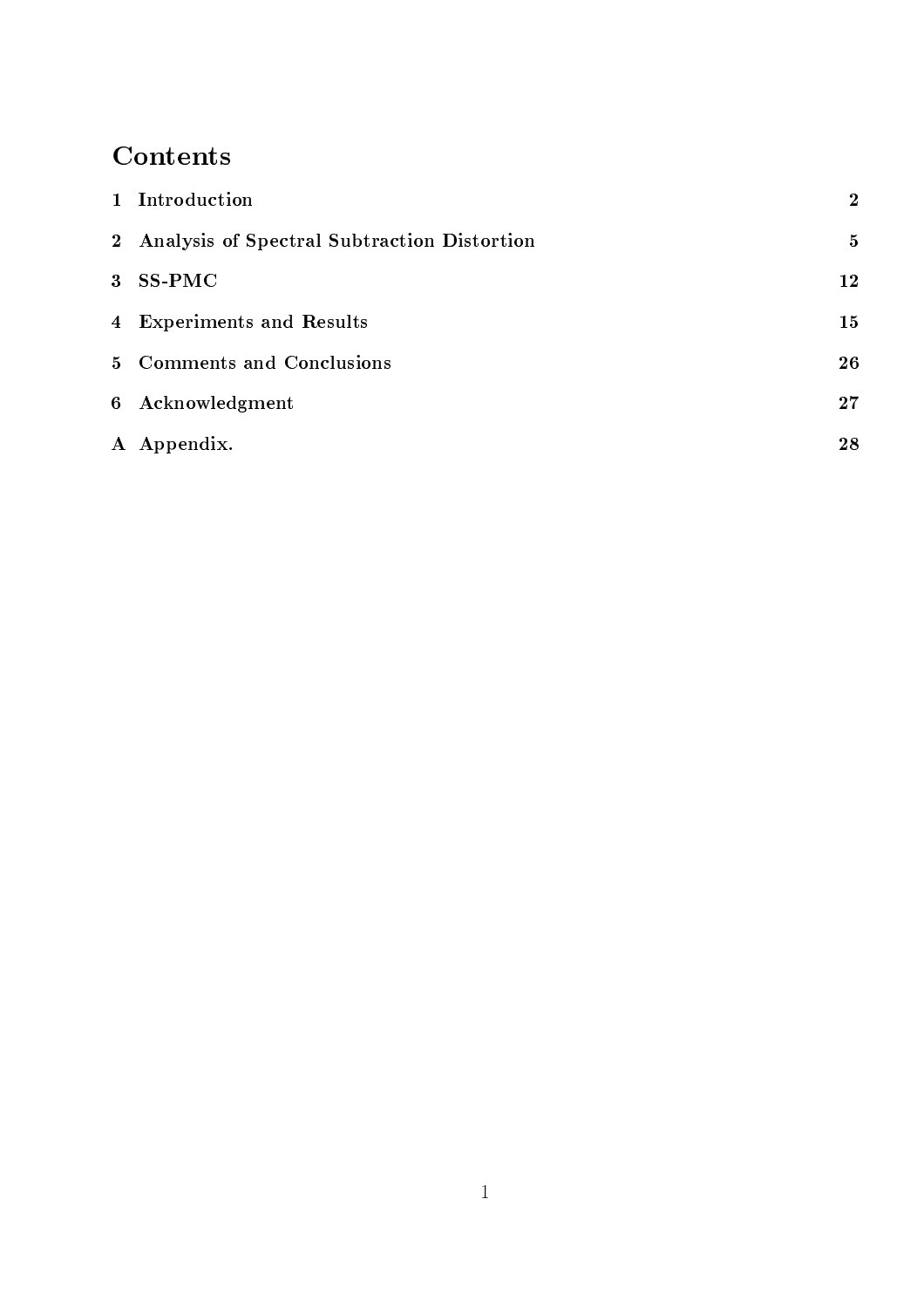# Contents

| | | |
|---|---|---|
| 1 | Introduction | 2 |
| 2 | Analysis of Spectral Subtraction Distortion | 5 |
| 3 | SS-PMC | 12 |
| 4 | Experiments and Results | 15 |
| 5 | Comments and Conclusions | 26 |
| 6 | Acknowledgment | 27 |
| A | Appendix. | 28 |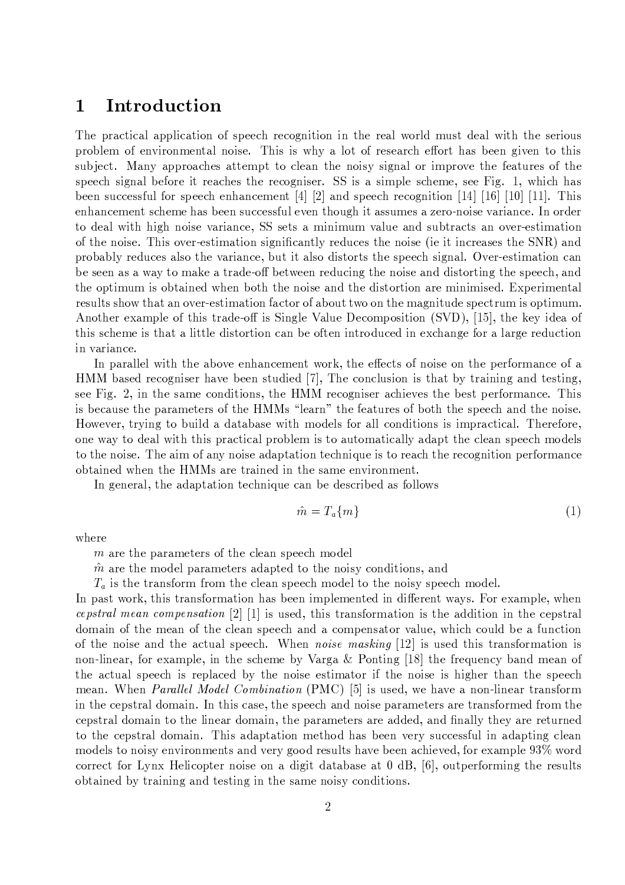# 1 Introduction

The practical application of speech recognition in the real world must deal with the serious problem of environmental noise. This is why a lot of research effort has been given to this subject. Many approaches attempt to clean the noisy signal or improve the features of the speech signal before it reaches the recogniser. SS is a simple scheme, see Fig. 1, which has been successful for speech enhancement [4] [2] and speech recognition [14] [16] [10] [11]. This enhancement scheme has been successful even though it assumes a zero-noise variance. In order to deal with high noise variance, SS sets a minimum value and subtracts an over-estimation of the noise. This over-estimation significantly reduces the noise (ie it increases the SNR) and probably reduces also the variance, but it also distorts the speech signal. Over-estimation can be seen as a way to make a trade-off between reducing the noise and distorting the speech, and the optimum is obtained when both the noise and the distortion are minimised. Experimental results show that an over-estimation factor of about two on the magnitude spectrum is optimum. Another example of this trade-off is Single Value Decomposition (SVD), [15], the key idea of this scheme is that a little distortion can be often introduced in exchange for a large reduction in variance.

In parallel with the above enhancement work, the effects of noise on the performance of a HMM based recogniser have been studied [7], The conclusion is that by training and testing, see Fig. 2, in the same conditions, the HMM recogniser achieves the best performance. This is because the parameters of the HMMs "learn" the features of both the speech and the noise. However, trying to build a database with models for all conditions is impractical. Therefore, one way to deal with this practical problem is to automatically adapt the clean speech models to the noise. The aim of any noise adaptation technique is to reach the recognition performance obtained when the HMMs are trained in the same environment.

In general, the adaptation technique can be described as follows

$$\hat{m} = T_a\{m\} \tag{1}$$

where

$m$ are the parameters of the clean speech model

$\hat{m}$ are the model parameters adapted to the noisy conditions, and

$T_a$ is the transform from the clean speech model to the noisy speech model.

In past work, this transformation has been implemented in different ways. For example, when *cepstral mean compensation* [2] [1] is used, this transformation is the addition in the cepstral domain of the mean of the clean speech and a compensator value, which could be a function of the noise and the actual speech. When *noise masking* [12] is used this transformation is non-linear, for example, in the scheme by Varga & Ponting [18] the frequency band mean of the actual speech is replaced by the noise estimator if the noise is higher than the speech mean. When *Parallel Model Combination* (PMC) [5] is used, we have a non-linear transform in the cepstral domain. In this case, the speech and noise parameters are transformed from the cepstral domain to the linear domain, the parameters are added, and finally they are returned to the cepstral domain. This adaptation method has been very successful in adapting clean models to noisy environments and very good results have been achieved, for example 93% word correct for Lynx Helicopter noise on a digit database at 0 dB, [6], outperforming the results obtained by training and testing in the same noisy conditions.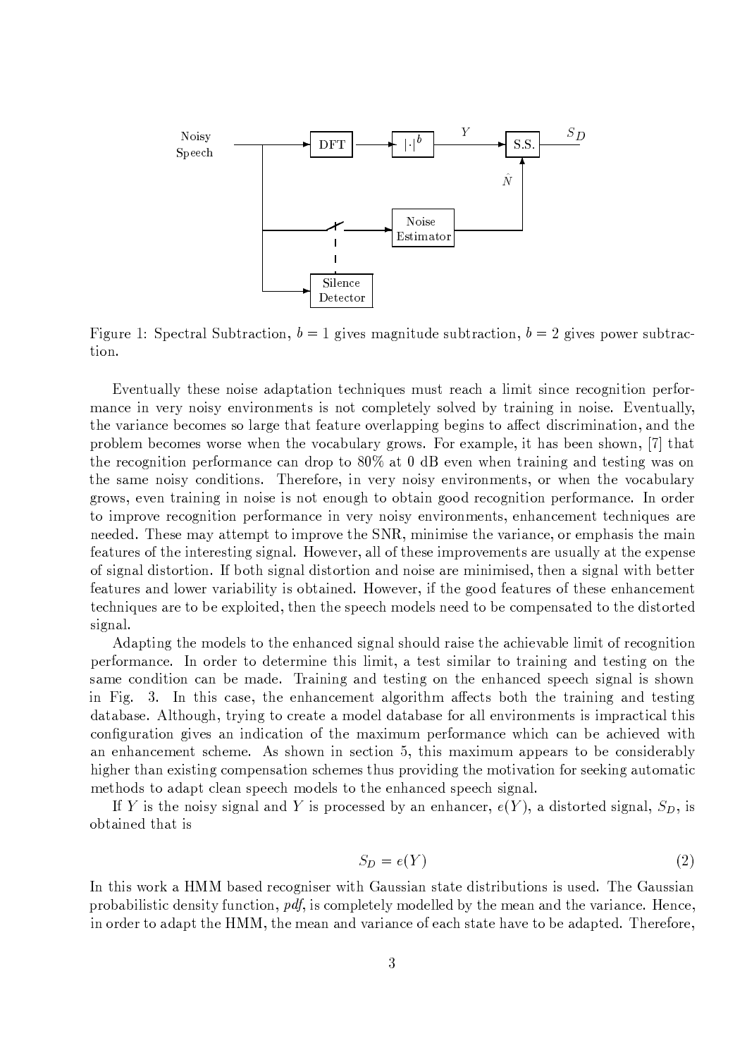Figure 1: Spectral Subtraction, $b = 1$ gives magnitude subtraction, $b = 2$ gives power subtraction.

Eventually these noise adaptation techniques must reach a limit since recognition performance in very noisy environments is not completely solved by training in noise. Eventually, the variance becomes so large that feature overlapping begins to affect discrimination, and the problem becomes worse when the vocabulary grows. For example, it has been shown, [7] that the recognition performance can drop to 80% at 0 dB even when training and testing was on the same noisy conditions. Therefore, in very noisy environments, or when the vocabulary grows, even training in noise is not enough to obtain good recognition performance. In order to improve recognition performance in very noisy environments, enhancement techniques are needed. These may attempt to improve the SNR, minimise the variance, or emphasis the main features of the interesting signal. However, all of these improvements are usually at the expense of signal distortion. If both signal distortion and noise are minimised, then a signal with better features and lower variability is obtained. However, if the good features of these enhancement techniques are to be exploited, then the speech models need to be compensated to the distorted signal.

Adapting the models to the enhanced signal should raise the achievable limit of recognition performance. In order to determine this limit, a test similar to training and testing on the same condition can be made. Training and testing on the enhanced speech signal is shown in Fig. 3. In this case, the enhancement algorithm affects both the training and testing database. Although, trying to create a model database for all environments is impractical this configuration gives an indication of the maximum performance which can be achieved with an enhancement scheme. As shown in section 5, this maximum appears to be considerably higher than existing compensation schemes thus providing the motivation for seeking automatic methods to adapt clean speech models to the enhanced speech signal.

If $Y$ is the noisy signal and $Y$ is processed by an enhancer, $e(Y)$, a distorted signal, $S_D$, is obtained that is

$$S_D = e(Y) \tag{2}$$

In this work a HMM based recogniser with Gaussian state distributions is used. The Gaussian probabilistic density function, *pdf*, is completely modelled by the mean and the variance. Hence, in order to adapt the HMM, the mean and variance of each state have to be adapted. Therefore,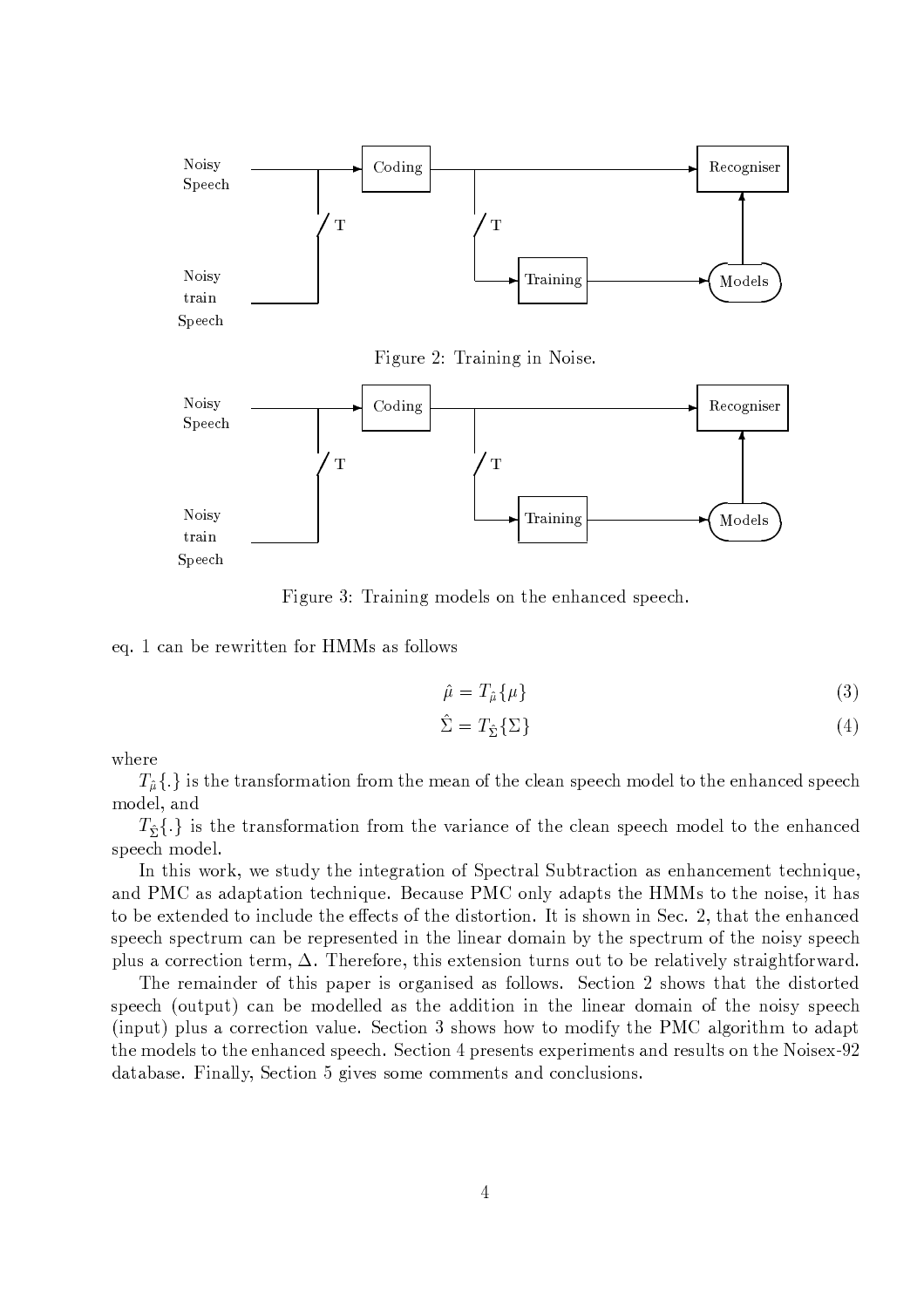Figure 2: Training in Noise.

Figure 3: Training models on the enhanced speech.

eq. 1 can be rewritten for HMMs as follows

$$\hat{\mu} = T_{\hat{\mu}}\{\mu\} \tag{3}$$

$$\hat{\Sigma} = T_{\hat{\Sigma}}\{\Sigma\} \tag{4}$$

where

$T_{\hat{\mu}}\{.\}$ is the transformation from the mean of the clean speech model to the enhanced speech model, and

$T_{\hat{\Sigma}}\{.\}$ is the transformation from the variance of the clean speech model to the enhanced speech model.

In this work, we study the integration of Spectral Subtraction as enhancement technique, and PMC as adaptation technique. Because PMC only adapts the HMMs to the noise, it has to be extended to include the effects of the distortion. It is shown in Sec. 2, that the enhanced speech spectrum can be represented in the linear domain by the spectrum of the noisy speech plus a correction term, $\Delta$. Therefore, this extension turns out to be relatively straightforward.

The remainder of this paper is organised as follows. Section 2 shows that the distorted speech (output) can be modelled as the addition in the linear domain of the noisy speech (input) plus a correction value. Section 3 shows how to modify the PMC algorithm to adapt the models to the enhanced speech. Section 4 presents experiments and results on the Noisex-92 database. Finally, Section 5 gives some comments and conclusions.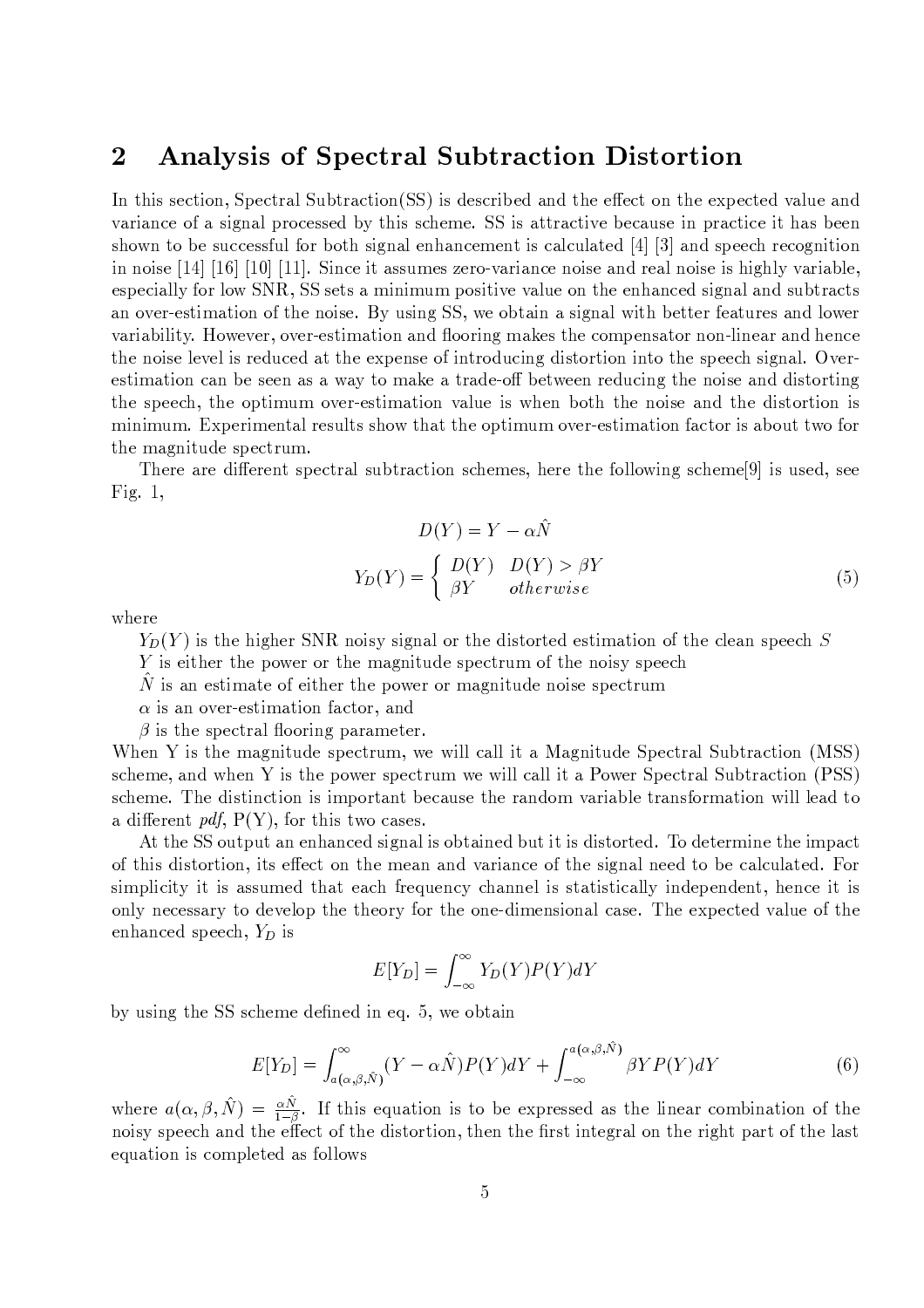## 2 Analysis of Spectral Subtraction Distortion

In this section, Spectral Subtraction(SS) is described and the effect on the expected value and variance of a signal processed by this scheme. SS is attractive because in practice it has been shown to be successful for both signal enhancement is calculated [4] [3] and speech recognition in noise [14] [16] [10] [11]. Since it assumes zero-variance noise and real noise is highly variable, especially for low SNR, SS sets a minimum positive value on the enhanced signal and subtracts an over-estimation of the noise. By using SS, we obtain a signal with better features and lower variability. However, over-estimation and flooring makes the compensator non-linear and hence the noise level is reduced at the expense of introducing distortion into the speech signal. Over-estimation can be seen as a way to make a trade-off between reducing the noise and distorting the speech, the optimum over-estimation value is when both the noise and the distortion is minimum. Experimental results show that the optimum over-estimation factor is about two for the magnitude spectrum.

There are different spectral subtraction schemes, here the following scheme[9] is used, see Fig. 1,

$$D(Y) = Y - \alpha\hat{N}$$

$$Y_D(Y) = \begin{cases} D(Y) & D(Y) > \beta Y \\ \beta Y & otherwise \end{cases} \tag{5}$$

where

$Y_D(Y)$ is the higher SNR noisy signal or the distorted estimation of the clean speech $S$

$Y$ is either the power or the magnitude spectrum of the noisy speech

$\hat{N}$ is an estimate of either the power or magnitude noise spectrum

$\alpha$ is an over-estimation factor, and

$\beta$ is the spectral flooring parameter.

When Y is the magnitude spectrum, we will call it a Magnitude Spectral Subtraction (MSS) scheme, and when Y is the power spectrum we will call it a Power Spectral Subtraction (PSS) scheme. The distinction is important because the random variable transformation will lead to a different *pdf*, P(Y), for this two cases.

At the SS output an enhanced signal is obtained but it is distorted. To determine the impact of this distortion, its effect on the mean and variance of the signal need to be calculated. For simplicity it is assumed that each frequency channel is statistically independent, hence it is only necessary to develop the theory for the one-dimensional case. The expected value of the enhanced speech, $Y_D$ is

$$E[Y_D] = \int_{-\infty}^{\infty} Y_D(Y)P(Y)dY$$

by using the SS scheme defined in eq. 5, we obtain

$$E[Y_D] = \int_{a(\alpha,\beta,\hat{N})}^{\infty} (Y - \alpha\hat{N})P(Y)dY + \int_{-\infty}^{a(\alpha,\beta,\hat{N})} \beta Y P(Y)dY \tag{6}$$

where $a(\alpha, \beta, \hat{N}) = \frac{\alpha\hat{N}}{1-\beta}$. If this equation is to be expressed as the linear combination of the noisy speech and the effect of the distortion, then the first integral on the right part of the last equation is completed as follows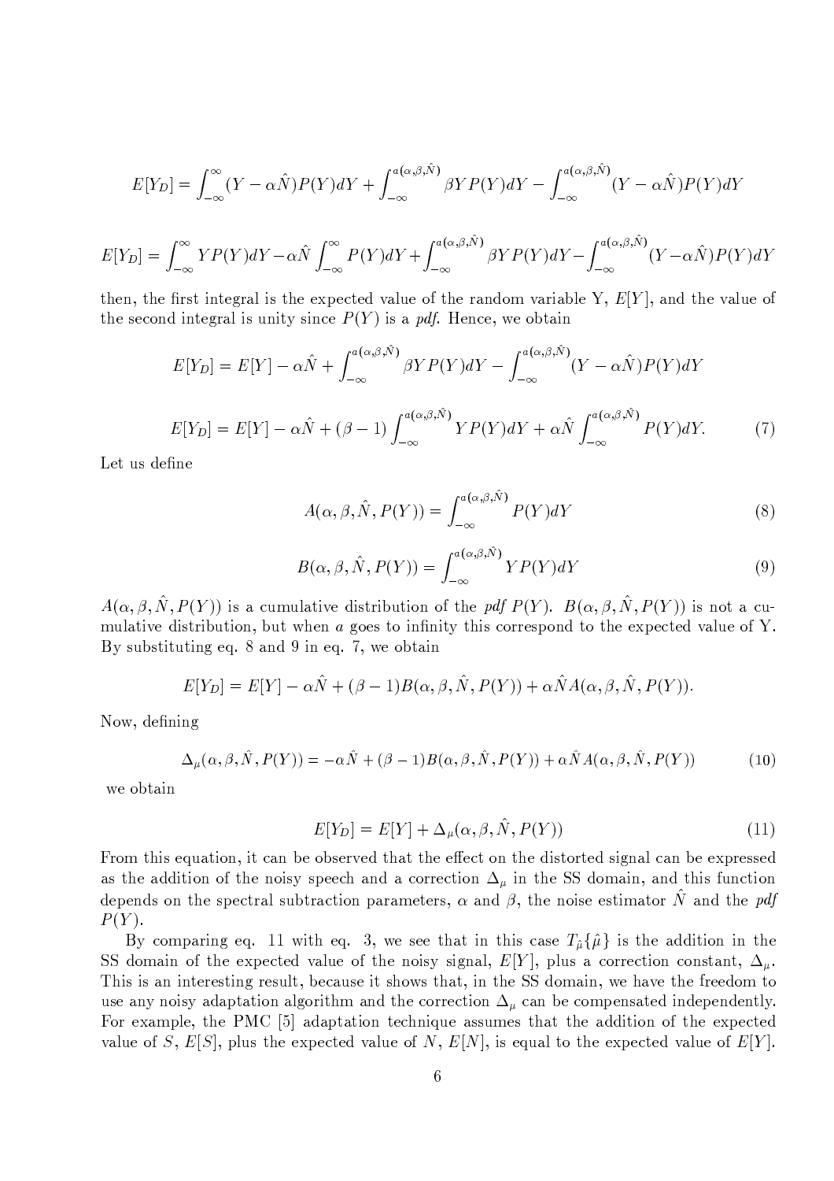$$E[Y_D] = \int_{-\infty}^{\infty} (Y - \alpha\hat{N}) P(Y) dY + \int_{-\infty}^{a(\alpha,\beta,\hat{N})} \beta Y P(Y) dY - \int_{-\infty}^{a(\alpha,\beta,\hat{N})} (Y - \alpha\hat{N}) P(Y) dY$$

$$E[Y_D] = \int_{-\infty}^{\infty} Y P(Y) dY - \alpha\hat{N} \int_{-\infty}^{\infty} P(Y) dY + \int_{-\infty}^{a(\alpha,\beta,\hat{N})} \beta Y P(Y) dY - \int_{-\infty}^{a(\alpha,\beta,\hat{N})} (Y - \alpha\hat{N}) P(Y) dY$$

then, the first integral is the expected value of the random variable Y, $E[Y]$, and the value of the second integral is unity since $P(Y)$ is a *pdf*. Hence, we obtain

$$E[Y_D] = E[Y] - \alpha\hat{N} + \int_{-\infty}^{a(\alpha,\beta,\hat{N})} \beta Y P(Y) dY - \int_{-\infty}^{a(\alpha,\beta,\hat{N})} (Y - \alpha\hat{N}) P(Y) dY$$

$$E[Y_D] = E[Y] - \alpha\hat{N} + (\beta - 1) \int_{-\infty}^{a(\alpha,\beta,\hat{N})} Y P(Y) dY + \alpha\hat{N} \int_{-\infty}^{a(\alpha,\beta,\hat{N})} P(Y) dY. \tag{7}$$

Let us define

$$A(\alpha, \beta, \hat{N}, P(Y)) = \int_{-\infty}^{a(\alpha,\beta,\hat{N})} P(Y) dY \tag{8}$$

$$B(\alpha, \beta, \hat{N}, P(Y)) = \int_{-\infty}^{a(\alpha,\beta,\hat{N})} Y P(Y) dY \tag{9}$$

$A(\alpha, \beta, \hat{N}, P(Y))$ is a cumulative distribution of the *pdf* $P(Y)$. $B(\alpha, \beta, \hat{N}, P(Y))$ is not a cumulative distribution, but when $a$ goes to infinity this correspond to the expected value of Y. By substituting eq. 8 and 9 in eq. 7, we obtain

$$E[Y_D] = E[Y] - \alpha\hat{N} + (\beta - 1) B(\alpha, \beta, \hat{N}, P(Y)) + \alpha\hat{N} A(\alpha, \beta, \hat{N}, P(Y)).$$

Now, defining

$$\Delta_\mu(\alpha, \beta, \hat{N}, P(Y)) = -\alpha\hat{N} + (\beta - 1) B(\alpha, \beta, \hat{N}, P(Y)) + \alpha\hat{N} A(\alpha, \beta, \hat{N}, P(Y)) \tag{10}$$

we obtain

$$E[Y_D] = E[Y] + \Delta_\mu(\alpha, \beta, \hat{N}, P(Y)) \tag{11}$$

From this equation, it can be observed that the effect on the distorted signal can be expressed as the addition of the noisy speech and a correction $\Delta_\mu$ in the SS domain, and this function depends on the spectral subtraction parameters, $\alpha$ and $\beta$, the noise estimator $\hat{N}$ and the *pdf* $P(Y)$.

By comparing eq. 11 with eq. 3, we see that in this case $T_{\hat{\mu}}\{\hat{\mu}\}$ is the addition in the SS domain of the expected value of the noisy signal, $E[Y]$, plus a correction constant, $\Delta_\mu$. This is an interesting result, because it shows that, in the SS domain, we have the freedom to use any noisy adaptation algorithm and the correction $\Delta_\mu$ can be compensated independently. For example, the PMC [5] adaptation technique assumes that the addition of the expected value of $S$, $E[S]$, plus the expected value of $N$, $E[N]$, is equal to the expected value of $E[Y]$.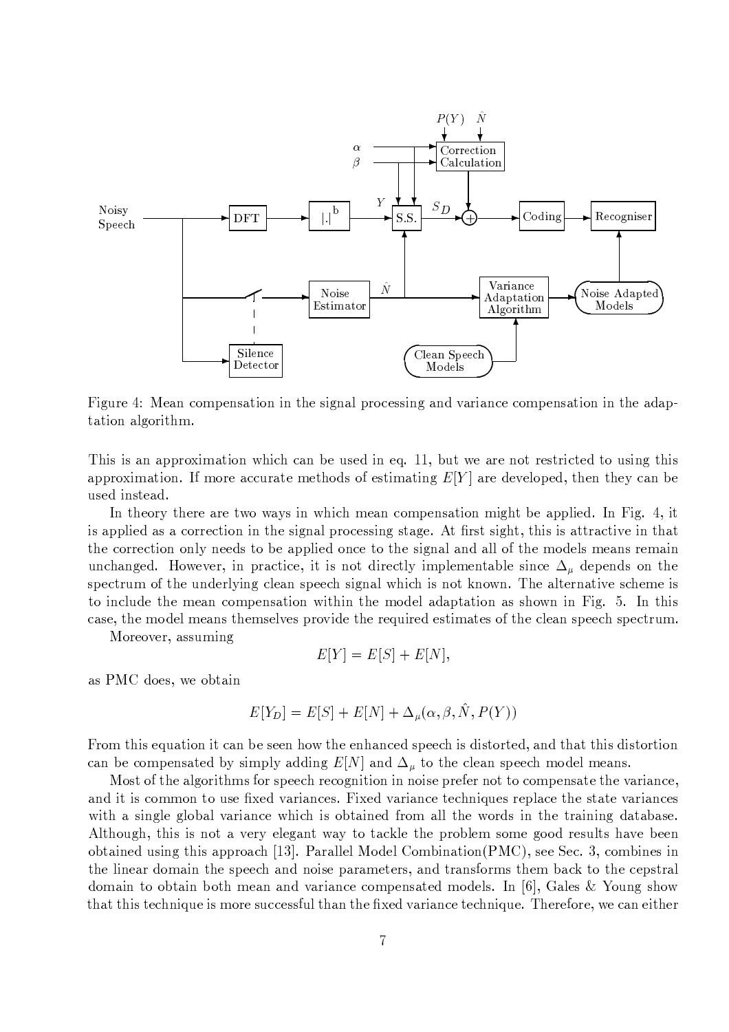Figure 4: Mean compensation in the signal processing and variance compensation in the adaptation algorithm.

This is an approximation which can be used in eq. 11, but we are not restricted to using this approximation. If more accurate methods of estimating $E[Y]$ are developed, then they can be used instead.

In theory there are two ways in which mean compensation might be applied. In Fig. 4, it is applied as a correction in the signal processing stage. At first sight, this is attractive in that the correction only needs to be applied once to the signal and all of the models means remain unchanged. However, in practice, it is not directly implementable since $\Delta_\mu$ depends on the spectrum of the underlying clean speech signal which is not known. The alternative scheme is to include the mean compensation within the model adaptation as shown in Fig. 5. In this case, the model means themselves provide the required estimates of the clean speech spectrum.

Moreover, assuming

$$E[Y] = E[S] + E[N],$$

as PMC does, we obtain

$$E[Y_D] = E[S] + E[N] + \Delta_\mu(\alpha, \beta, \hat{N}, P(Y))$$

From this equation it can be seen how the enhanced speech is distorted, and that this distortion can be compensated by simply adding $E[N]$ and $\Delta_\mu$ to the clean speech model means.

Most of the algorithms for speech recognition in noise prefer not to compensate the variance, and it is common to use fixed variances. Fixed variance techniques replace the state variances with a single global variance which is obtained from all the words in the training database. Although, this is not a very elegant way to tackle the problem some good results have been obtained using this approach [13]. Parallel Model Combination(PMC), see Sec. 3, combines in the linear domain the speech and noise parameters, and transforms them back to the cepstral domain to obtain both mean and variance compensated models. In [6], Gales & Young show that this technique is more successful than the fixed variance technique. Therefore, we can either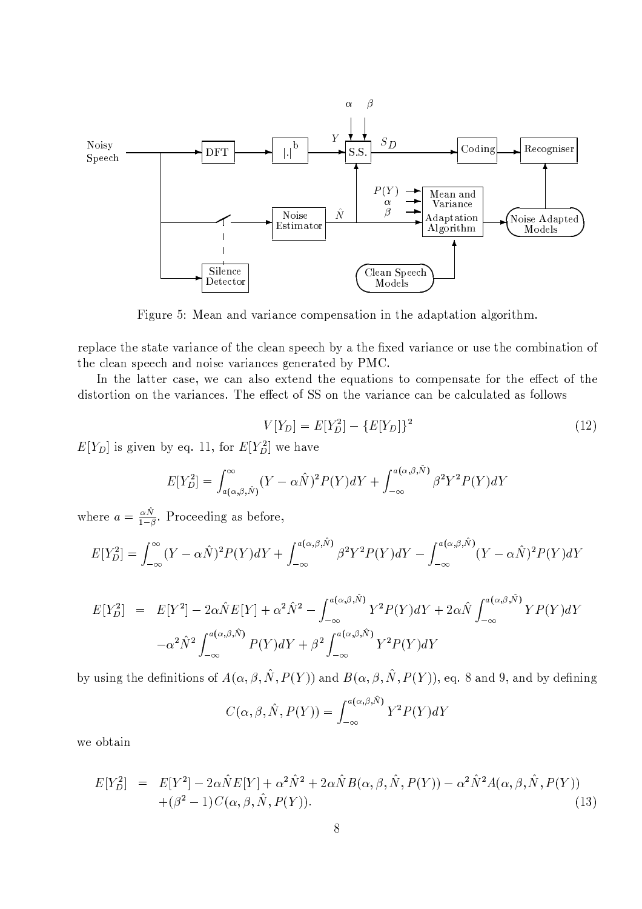Figure 5: Mean and variance compensation in the adaptation algorithm.

replace the state variance of the clean speech by a the fixed variance or use the combination of the clean speech and noise variances generated by PMC.

In the latter case, we can also extend the equations to compensate for the effect of the distortion on the variances. The effect of SS on the variance can be calculated as follows

$$V[Y_D] = E[Y_D^2] - \{E[Y_D]\}^2 \tag{12}$$

$E[Y_D]$ is given by eq. 11, for $E[Y_D^2]$ we have

$$E[Y_D^2] = \int_{a(\alpha,\beta,\hat{N})}^{\infty} (Y - \alpha\hat{N})^2 P(Y) dY + \int_{-\infty}^{a(\alpha,\beta,\hat{N})} \beta^2 Y^2 P(Y) dY$$

where $a = \frac{\alpha\hat{N}}{1-\beta}$. Proceeding as before,

$$E[Y_D^2] = \int_{-\infty}^{\infty} (Y - \alpha\hat{N})^2 P(Y) dY + \int_{-\infty}^{a(\alpha,\beta,\hat{N})} \beta^2 Y^2 P(Y) dY - \int_{-\infty}^{a(\alpha,\beta,\hat{N})} (Y - \alpha\hat{N})^2 P(Y) dY$$

$$\begin{aligned} E[Y_D^2] &= E[Y^2] - 2\alpha\hat{N}E[Y] + \alpha^2\hat{N}^2 - \int_{-\infty}^{a(\alpha,\beta,\hat{N})} Y^2 P(Y) dY + 2\alpha\hat{N} \int_{-\infty}^{a(\alpha,\beta,\hat{N})} Y P(Y) dY \\ &\quad - \alpha^2\hat{N}^2 \int_{-\infty}^{a(\alpha,\beta,\hat{N})} P(Y) dY + \beta^2 \int_{-\infty}^{a(\alpha,\beta,\hat{N})} Y^2 P(Y) dY \end{aligned}$$

by using the definitions of $A(\alpha, \beta, \hat{N}, P(Y))$ and $B(\alpha, \beta, \hat{N}, P(Y))$, eq. 8 and 9, and by defining

$$C(\alpha, \beta, \hat{N}, P(Y)) = \int_{-\infty}^{a(\alpha,\beta,\hat{N})} Y^2 P(Y) dY$$

we obtain

$$\begin{aligned} E[Y_D^2] &= E[Y^2] - 2\alpha\hat{N}E[Y] + \alpha^2\hat{N}^2 + 2\alpha\hat{N}B(\alpha, \beta, \hat{N}, P(Y)) - \alpha^2\hat{N}^2 A(\alpha, \beta, \hat{N}, P(Y)) \\ &\quad + (\beta^2 - 1)C(\alpha, \beta, \hat{N}, P(Y)). \end{aligned} \tag{13}$$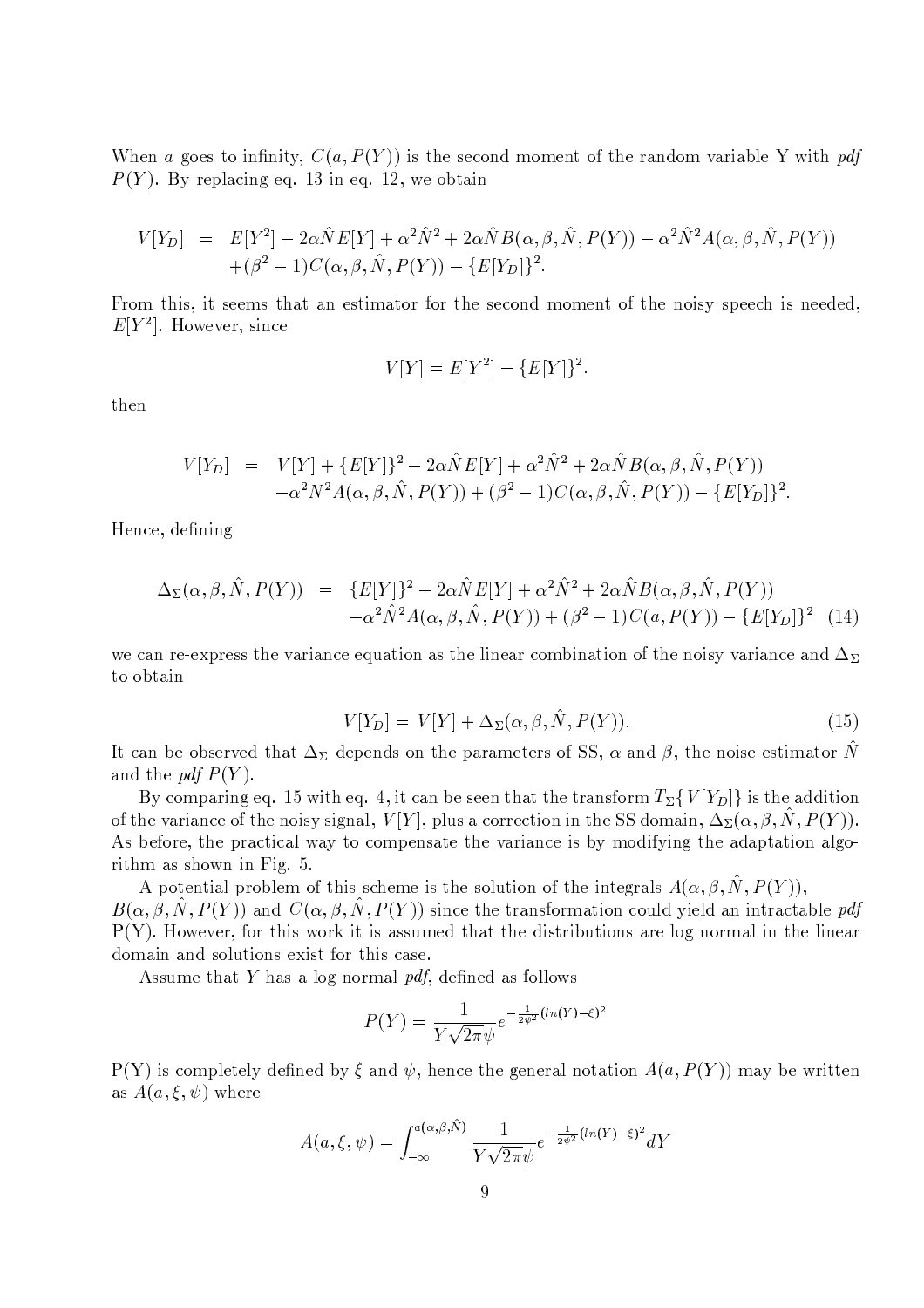When $a$ goes to infinity, $C(a, P(Y))$ is the second moment of the random variable Y with *pdf* $P(Y)$. By replacing eq. 13 in eq. 12, we obtain

$$
\begin{aligned}
V[Y_D] &= E[Y^2] - 2\alpha\hat{N}E[Y] + \alpha^2\hat{N}^2 + 2\alpha\hat{N}B(\alpha,\beta,\hat{N},P(Y)) - \alpha^2\hat{N}^2A(\alpha,\beta,\hat{N},P(Y)) \\
&\quad +(\beta^2-1)C(\alpha,\beta,\hat{N},P(Y)) - \{E[Y_D]\}^2.
\end{aligned}
$$

From this, it seems that an estimator for the second moment of the noisy speech is needed, $E[Y^2]$. However, since

$$
V[Y] = E[Y^2] - \{E[Y]\}^2.
$$

then

$$
\begin{aligned}
V[Y_D] &= V[Y] + \{E[Y]\}^2 - 2\alpha\hat{N}E[Y] + \alpha^2\hat{N}^2 + 2\alpha\hat{N}B(\alpha,\beta,\hat{N},P(Y)) \\
&\quad -\alpha^2N^2A(\alpha,\beta,\hat{N},P(Y)) + (\beta^2-1)C(\alpha,\beta,\hat{N},P(Y)) - \{E[Y_D]\}^2.
\end{aligned}
$$

Hence, defining

$$
\begin{aligned}
\Delta_\Sigma(\alpha,\beta,\hat{N},P(Y)) &= \{E[Y]\}^2 - 2\alpha\hat{N}E[Y] + \alpha^2\hat{N}^2 + 2\alpha\hat{N}B(\alpha,\beta,\hat{N},P(Y)) \\
&\quad -\alpha^2\hat{N}^2A(\alpha,\beta,\hat{N},P(Y)) + (\beta^2-1)C(a,P(Y)) - \{E[Y_D]\}^2 \quad (14)
\end{aligned}
$$

we can re-express the variance equation as the linear combination of the noisy variance and $\Delta_\Sigma$ to obtain

$$
V[Y_D] = V[Y] + \Delta_\Sigma(\alpha,\beta,\hat{N},P(Y)). \quad (15)
$$

It can be observed that $\Delta_\Sigma$ depends on the parameters of SS, $\alpha$ and $\beta$, the noise estimator $\hat{N}$ and the *pdf* $P(Y)$.

By comparing eq. 15 with eq. 4, it can be seen that the transform $T_\Sigma\{V[Y_D]\}$ is the addition of the variance of the noisy signal, $V[Y]$, plus a correction in the SS domain, $\Delta_\Sigma(\alpha,\beta,\hat{N},P(Y))$. As before, the practical way to compensate the variance is by modifying the adaptation algorithm as shown in Fig. 5.

A potential problem of this scheme is the solution of the integrals $A(\alpha,\beta,\hat{N},P(Y))$, $B(\alpha,\beta,\hat{N},P(Y))$ and $C(\alpha,\beta,\hat{N},P(Y))$ since the transformation could yield an intractable *pdf* P(Y). However, for this work it is assumed that the distributions are log normal in the linear domain and solutions exist for this case.

Assume that $Y$ has a log normal *pdf*, defined as follows

$$
P(Y) = \frac{1}{Y\sqrt{2\pi}\psi}e^{-\frac{1}{2\psi^2}(ln(Y)-\xi)^2}
$$

P(Y) is completely defined by $\xi$ and $\psi$, hence the general notation $A(a, P(Y))$ may be written as $A(a,\xi,\psi)$ where

$$
A(a,\xi,\psi) = \int_{-\infty}^{a(\alpha,\beta,\hat{N})} \frac{1}{Y\sqrt{2\pi}\psi}e^{-\frac{1}{2\psi^2}(ln(Y)-\xi)^2}dY
$$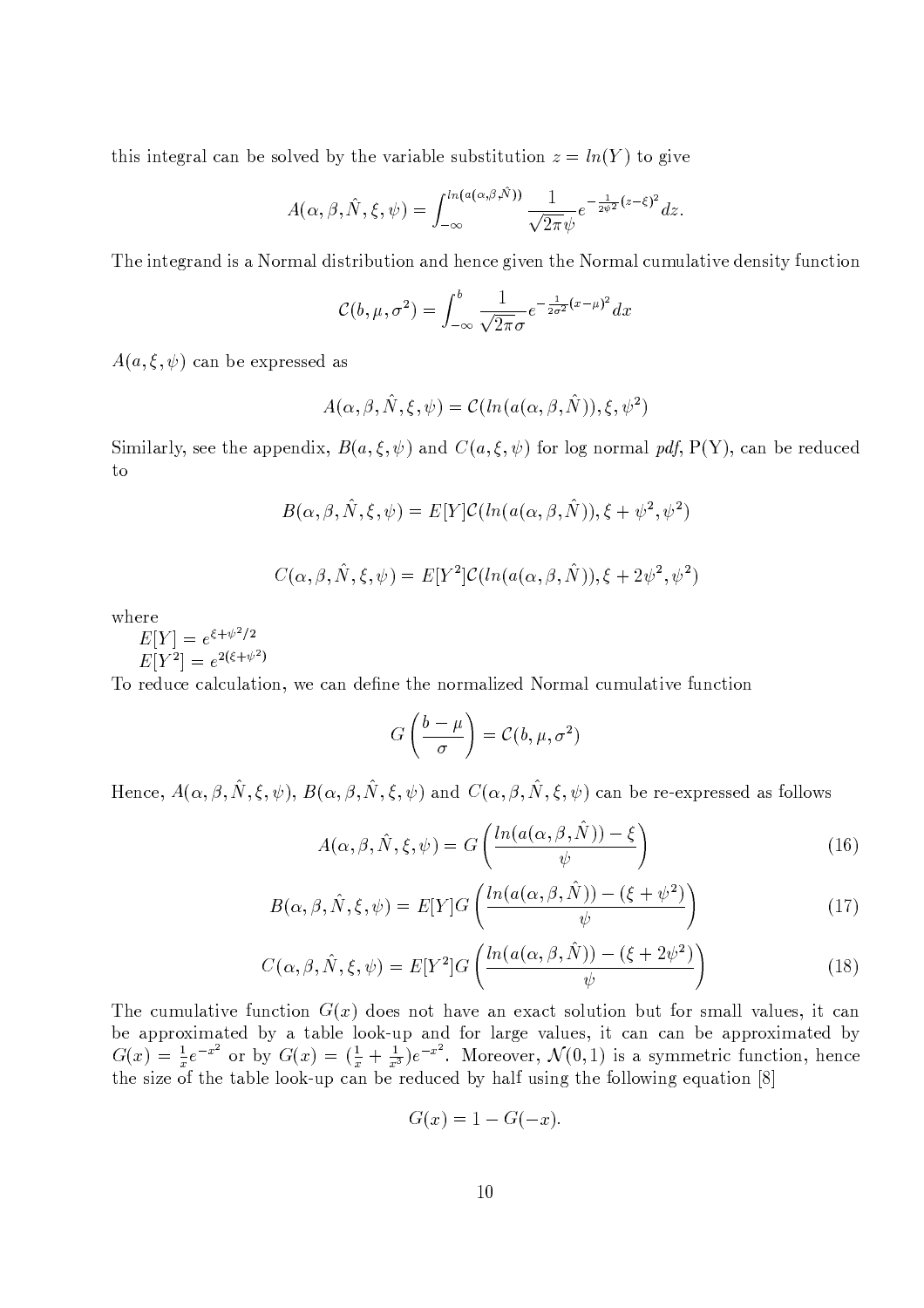this integral can be solved by the variable substitution $z = ln(Y)$ to give

$$A(\alpha, \beta, \hat{N}, \xi, \psi) = \int_{-\infty}^{ln(a(\alpha,\beta,\hat{N}))} \frac{1}{\sqrt{2\pi}\psi} e^{-\frac{1}{2\psi^2}(z-\xi)^2} dz.$$

The integrand is a Normal distribution and hence given the Normal cumulative density function

$$\mathcal{C}(b, \mu, \sigma^2) = \int_{-\infty}^{b} \frac{1}{\sqrt{2\pi}\sigma} e^{-\frac{1}{2\sigma^2}(x-\mu)^2} dx$$

$A(a, \xi, \psi)$ can be expressed as

$$A(\alpha, \beta, \hat{N}, \xi, \psi) = \mathcal{C}(ln(a(\alpha, \beta, \hat{N})), \xi, \psi^2)$$

Similarly, see the appendix, $B(a, \xi, \psi)$ and $C(a, \xi, \psi)$ for log normal *pdf*, P(Y), can be reduced to

$$B(\alpha, \beta, \hat{N}, \xi, \psi) = E[Y]\mathcal{C}(ln(a(\alpha, \beta, \hat{N})), \xi + \psi^2, \psi^2)$$

$$C(\alpha, \beta, \hat{N}, \xi, \psi) = E[Y^2]\mathcal{C}(ln(a(\alpha, \beta, \hat{N})), \xi + 2\psi^2, \psi^2)$$

where
$E[Y] = e^{\xi + \psi^2/2}$
$E[Y^2] = e^{2(\xi + \psi^2)}$
To reduce calculation, we can define the normalized Normal cumulative function

$$G\left(\frac{b - \mu}{\sigma}\right) = \mathcal{C}(b, \mu, \sigma^2)$$

Hence, $A(\alpha, \beta, \hat{N}, \xi, \psi)$, $B(\alpha, \beta, \hat{N}, \xi, \psi)$ and $C(\alpha, \beta, \hat{N}, \xi, \psi)$ can be re-expressed as follows

$$A(\alpha, \beta, \hat{N}, \xi, \psi) = G\left(\frac{ln(a(\alpha, \beta, \hat{N})) - \xi}{\psi}\right) \tag{16}$$

$$B(\alpha, \beta, \hat{N}, \xi, \psi) = E[Y]G\left(\frac{ln(a(\alpha, \beta, \hat{N})) - (\xi + \psi^2)}{\psi}\right) \tag{17}$$

$$C(\alpha, \beta, \hat{N}, \xi, \psi) = E[Y^2]G\left(\frac{ln(a(\alpha, \beta, \hat{N})) - (\xi + 2\psi^2)}{\psi}\right) \tag{18}$$

The cumulative function $G(x)$ does not have an exact solution but for small values, it can be approximated by a table look-up and for large values, it can can be approximated by $G(x) = \frac{1}{x}e^{-x^2}$ or by $G(x) = (\frac{1}{x} + \frac{1}{x^3})e^{-x^2}$. Moreover, $\mathcal{N}(0, 1)$ is a symmetric function, hence the size of the table look-up can be reduced by half using the following equation [8]

$$G(x) = 1 - G(-x).$$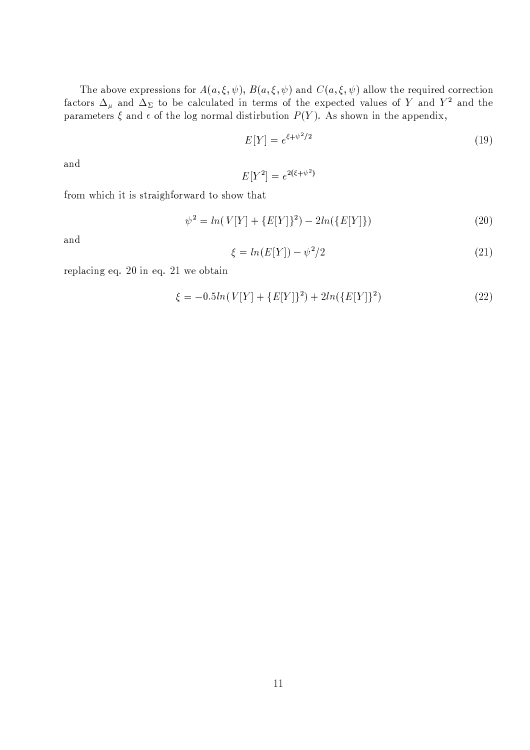The above expressions for $A(a,\xi,\psi)$, $B(a,\xi,\psi)$ and $C(a,\xi,\psi)$ allow the required correction factors $\Delta_\mu$ and $\Delta_\Sigma$ to be calculated in terms of the expected values of $Y$ and $Y^2$ and the parameters $\xi$ and $\epsilon$ of the log normal distirbution $P(Y)$. As shown in the appendix,

$$E[Y] = e^{\xi+\psi^2/2} \tag{19}$$

and

$$E[Y^2] = e^{2(\xi+\psi^2)}$$

from which it is straighforward to show that

$$\psi^2 = ln(\,V[Y] + \{E[Y]\}^2) - 2ln(\{E[Y]\}) \tag{20}$$

and

$$\xi = ln(E[Y]) - \psi^2/2 \tag{21}$$

replacing eq. 20 in eq. 21 we obtain

$$\xi = -0.5ln(\,V[Y] + \{E[Y]\}^2) + 2ln(\{E[Y]\}^2) \tag{22}$$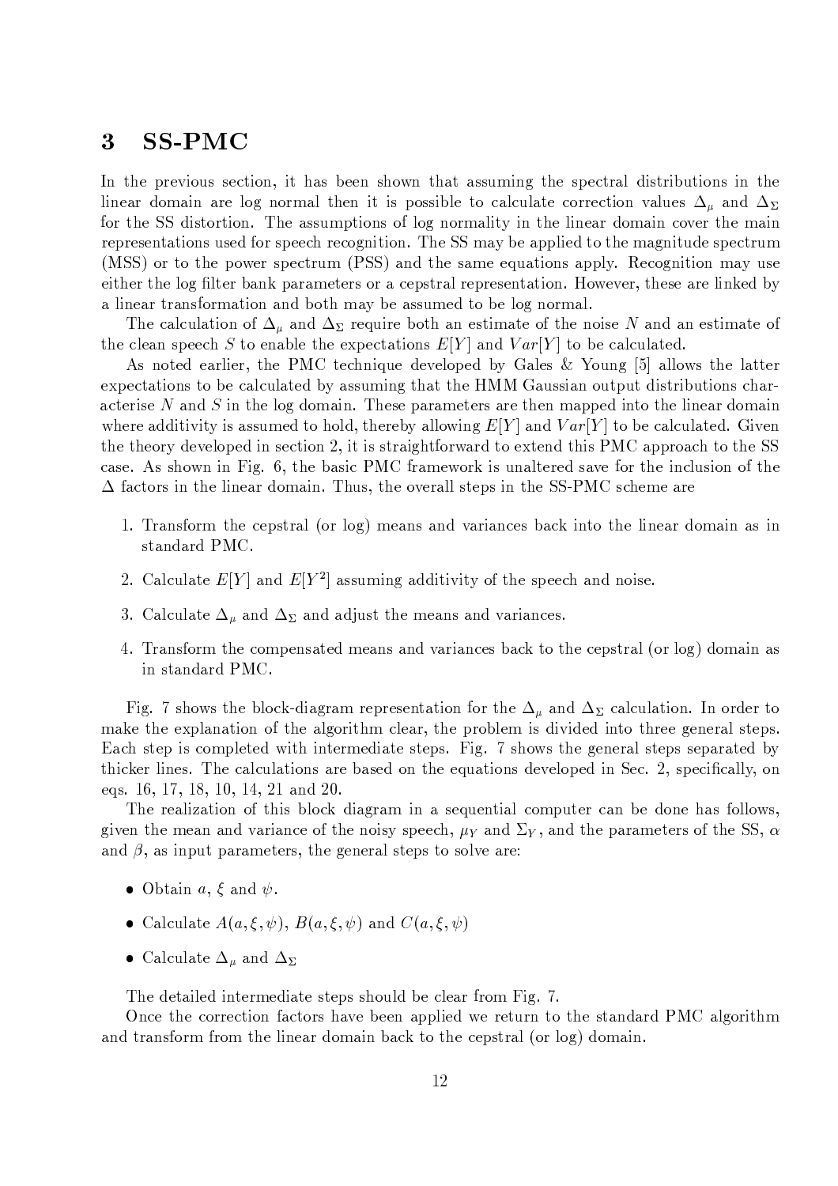# 3 SS-PMC

In the previous section, it has been shown that assuming the spectral distributions in the linear domain are log normal then it is possible to calculate correction values $\Delta_\mu$ and $\Delta_\Sigma$ for the SS distortion. The assumptions of log normality in the linear domain cover the main representations used for speech recognition. The SS may be applied to the magnitude spectrum (MSS) or to the power spectrum (PSS) and the same equations apply. Recognition may use either the log filter bank parameters or a cepstral representation. However, these are linked by a linear transformation and both may be assumed to be log normal.

The calculation of $\Delta_\mu$ and $\Delta_\Sigma$ require both an estimate of the noise $N$ and an estimate of the clean speech $S$ to enable the expectations $E[Y]$ and $Var[Y]$ to be calculated.

As noted earlier, the PMC technique developed by Gales & Young [5] allows the latter expectations to be calculated by assuming that the HMM Gaussian output distributions characterise $N$ and $S$ in the log domain. These parameters are then mapped into the linear domain where additivity is assumed to hold, thereby allowing $E[Y]$ and $Var[Y]$ to be calculated. Given the theory developed in section 2, it is straightforward to extend this PMC approach to the SS case. As shown in Fig. 6, the basic PMC framework is unaltered save for the inclusion of the $\Delta$ factors in the linear domain. Thus, the overall steps in the SS-PMC scheme are

1. Transform the cepstral (or log) means and variances back into the linear domain as in standard PMC.
2. Calculate $E[Y]$ and $E[Y^2]$ assuming additivity of the speech and noise.
3. Calculate $\Delta_\mu$ and $\Delta_\Sigma$ and adjust the means and variances.
4. Transform the compensated means and variances back to the cepstral (or log) domain as in standard PMC.

Fig. 7 shows the block-diagram representation for the $\Delta_\mu$ and $\Delta_\Sigma$ calculation. In order to make the explanation of the algorithm clear, the problem is divided into three general steps. Each step is completed with intermediate steps. Fig. 7 shows the general steps separated by thicker lines. The calculations are based on the equations developed in Sec. 2, specifically, on eqs. 16, 17, 18, 10, 14, 21 and 20.

The realization of this block diagram in a sequential computer can be done has follows, given the mean and variance of the noisy speech, $\mu_Y$ and $\Sigma_Y$, and the parameters of the SS, $\alpha$ and $\beta$, as input parameters, the general steps to solve are:

- Obtain $a$, $\xi$ and $\psi$.
- Calculate $A(a, \xi, \psi)$, $B(a, \xi, \psi)$ and $C(a, \xi, \psi)$
- Calculate $\Delta_\mu$ and $\Delta_\Sigma$

The detailed intermediate steps should be clear from Fig. 7.

Once the correction factors have been applied we return to the standard PMC algorithm and transform from the linear domain back to the cepstral (or log) domain.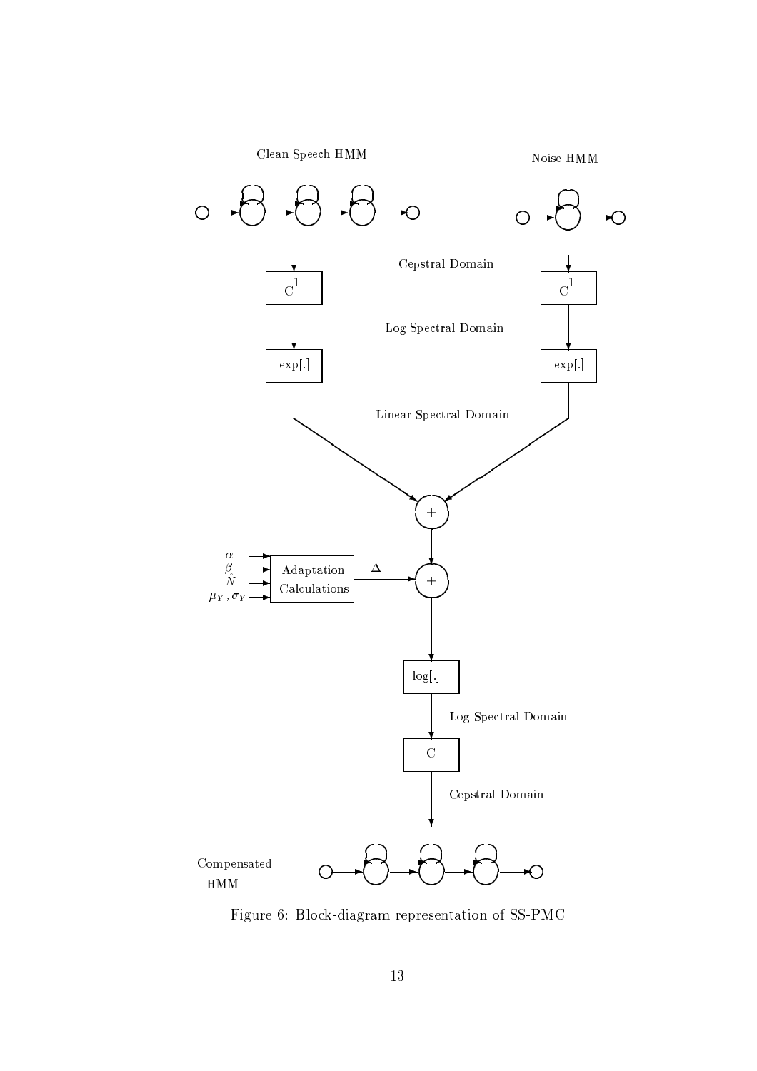Clean Speech HMM

Noise HMM

$C^{-1}$ $C^{-1}$

Cepstral Domain

Log Spectral Domain

exp[.] exp[.]

Linear Spectral Domain

+

$\alpha$
$\beta$
$\hat{N}$
$\mu_Y, \sigma_Y$

Adaptation Calculations

$\Delta$

+

log[.]

Log Spectral Domain

C

Cepstral Domain

Compensated HMM

Figure 6: Block-diagram representation of SS-PMC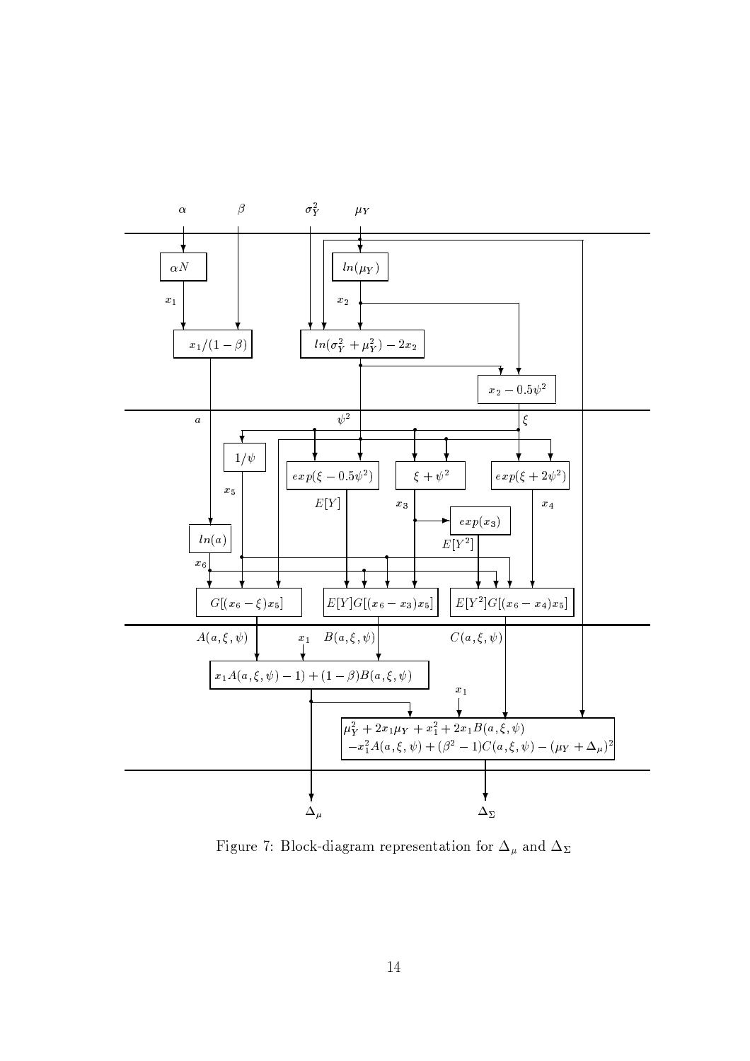Figure 7: Block-diagram representation for $\Delta_\mu$ and $\Delta_\Sigma$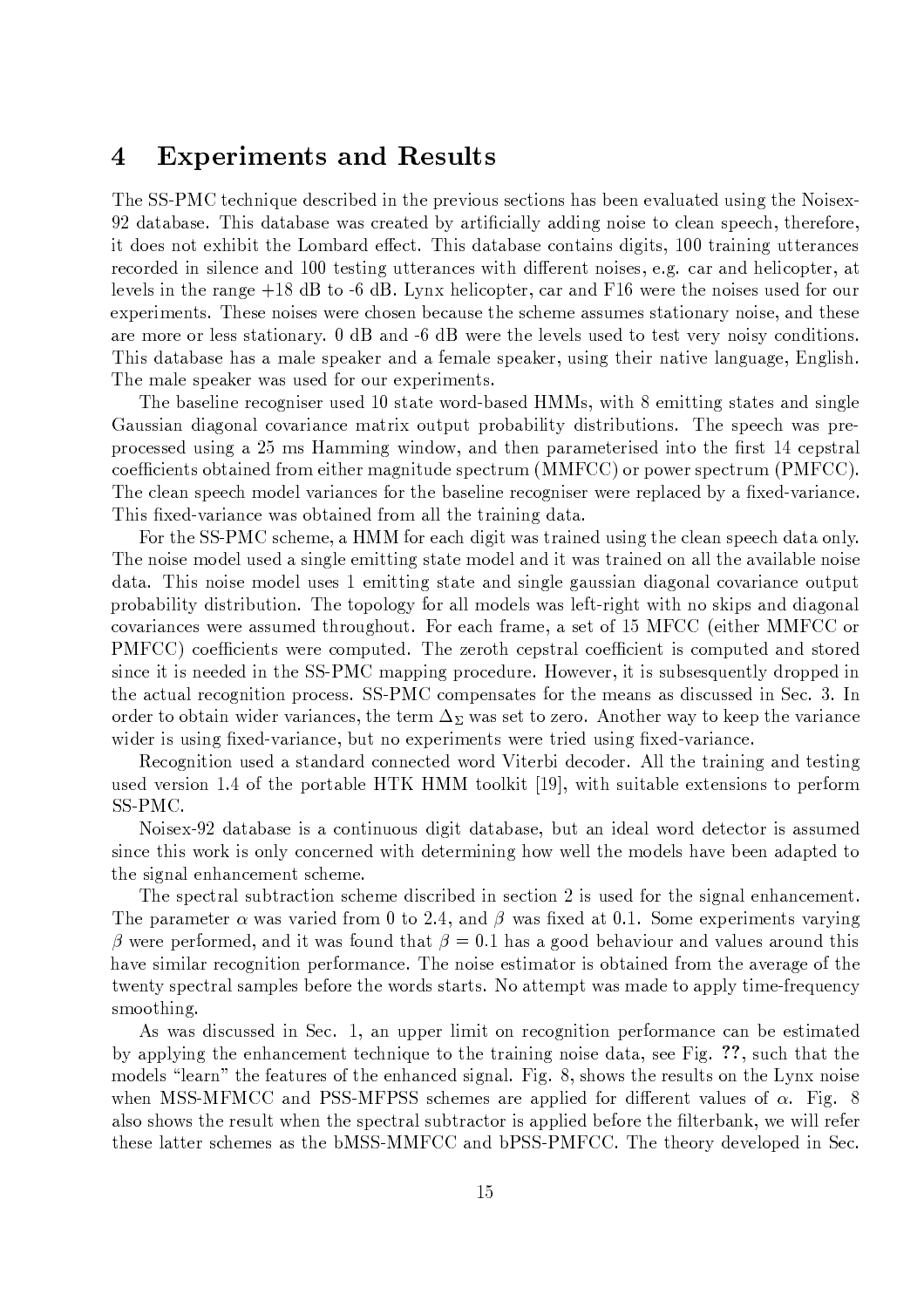## 4 Experiments and Results

The SS-PMC technique described in the previous sections has been evaluated using the Noisex-92 database. This database was created by artificially adding noise to clean speech, therefore, it does not exhibit the Lombard effect. This database contains digits, 100 training utterances recorded in silence and 100 testing utterances with different noises, e.g. car and helicopter, at levels in the range +18 dB to -6 dB. Lynx helicopter, car and F16 were the noises used for our experiments. These noises were chosen because the scheme assumes stationary noise, and these are more or less stationary. 0 dB and -6 dB were the levels used to test very noisy conditions. This database has a male speaker and a female speaker, using their native language, English. The male speaker was used for our experiments.

The baseline recogniser used 10 state word-based HMMs, with 8 emitting states and single Gaussian diagonal covariance matrix output probability distributions. The speech was pre-processed using a 25 ms Hamming window, and then parameterised into the first 14 cepstral coefficients obtained from either magnitude spectrum (MMFCC) or power spectrum (PMFCC). The clean speech model variances for the baseline recogniser were replaced by a fixed-variance. This fixed-variance was obtained from all the training data.

For the SS-PMC scheme, a HMM for each digit was trained using the clean speech data only. The noise model used a single emitting state model and it was trained on all the available noise data. This noise model uses 1 emitting state and single gaussian diagonal covariance output probability distribution. The topology for all models was left-right with no skips and diagonal covariances were assumed throughout. For each frame, a set of 15 MFCC (either MMFCC or PMFCC) coefficients were computed. The zeroth cepstral coefficient is computed and stored since it is needed in the SS-PMC mapping procedure. However, it is subsequently dropped in the actual recognition process. SS-PMC compensates for the means as discussed in Sec. 3. In order to obtain wider variances, the term $\Delta_\Sigma$ was set to zero. Another way to keep the variance wider is using fixed-variance, but no experiments were tried using fixed-variance.

Recognition used a standard connected word Viterbi decoder. All the training and testing used version 1.4 of the portable HTK HMM toolkit [19], with suitable extensions to perform SS-PMC.

Noisex-92 database is a continuous digit database, but an ideal word detector is assumed since this work is only concerned with determining how well the models have been adapted to the signal enhancement scheme.

The spectral subtraction scheme discribed in section 2 is used for the signal enhancement. The parameter $\alpha$ was varied from 0 to 2.4, and $\beta$ was fixed at 0.1. Some experiments varying $\beta$ were performed, and it was found that $\beta = 0.1$ has a good behaviour and values around this have similar recognition performance. The noise estimator is obtained from the average of the twenty spectral samples before the words starts. No attempt was made to apply time-frequency smoothing.

As was discussed in Sec. 1, an upper limit on recognition performance can be estimated by applying the enhancement technique to the training noise data, see Fig. ??, such that the models "learn" the features of the enhanced signal. Fig. 8, shows the results on the Lynx noise when MSS-MFMCC and PSS-MFPSS schemes are applied for different values of $\alpha$. Fig. 8 also shows the result when the spectral subtractor is applied before the filterbank, we will refer these latter schemes as the bMSS-MMFCC and bPSS-PMFCC. The theory developed in Sec.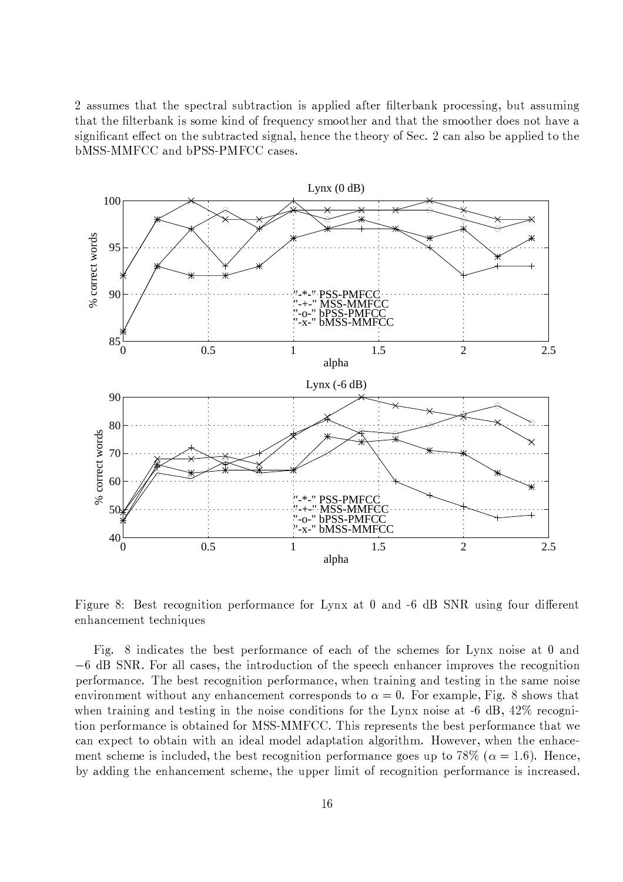2 assumes that the spectral subtraction is applied after filterbank processing, but assuming that the filterbank is some kind of frequency smoother and that the smoother does not have a significant effect on the subtracted signal, hence the theory of Sec. 2 can also be applied to the bMSS-MMFCC and bPSS-PMFCC cases.

Figure 8: Best recognition performance for Lynx at 0 and -6 dB SNR using four different enhancement techniques

Fig. 8 indicates the best performance of each of the schemes for Lynx noise at 0 and $-6$ dB SNR. For all cases, the introduction of the speech enhancer improves the recognition performance. The best recognition performance, when training and testing in the same noise environment without any enhancement corresponds to $\alpha = 0$. For example, Fig. 8 shows that when training and testing in the noise conditions for the Lynx noise at -6 dB, 42% recognition performance is obtained for MSS-MMFCC. This represents the best performance that we can expect to obtain with an ideal model adaptation algorithm. However, when the enhacement scheme is included, the best recognition performance goes up to 78% ($\alpha = 1.6$). Hence, by adding the enhancement scheme, the upper limit of recognition performance is increased.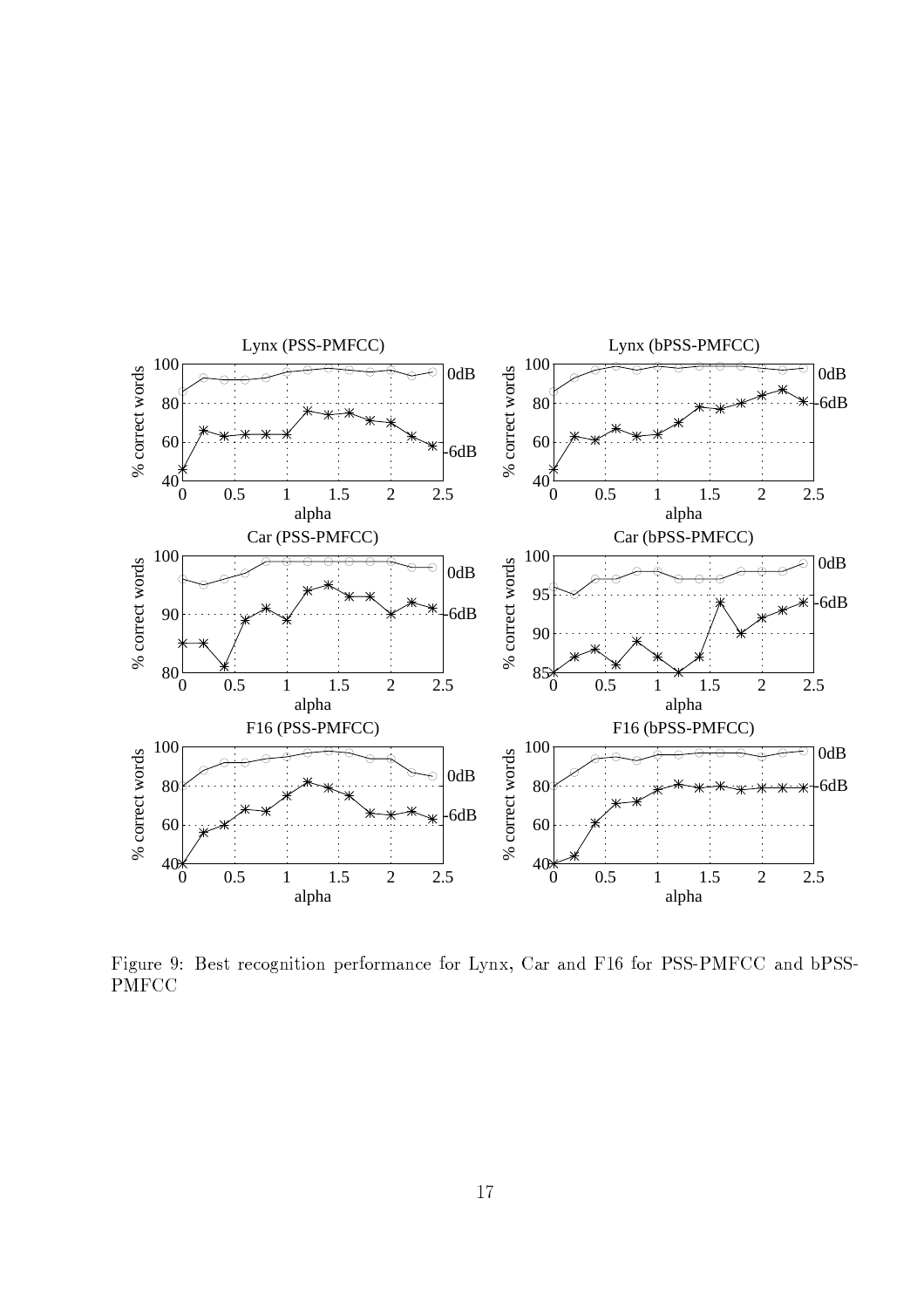Figure 9: Best recognition performance for Lynx, Car and F16 for PSS-PMFCC and bPSS-PMFCC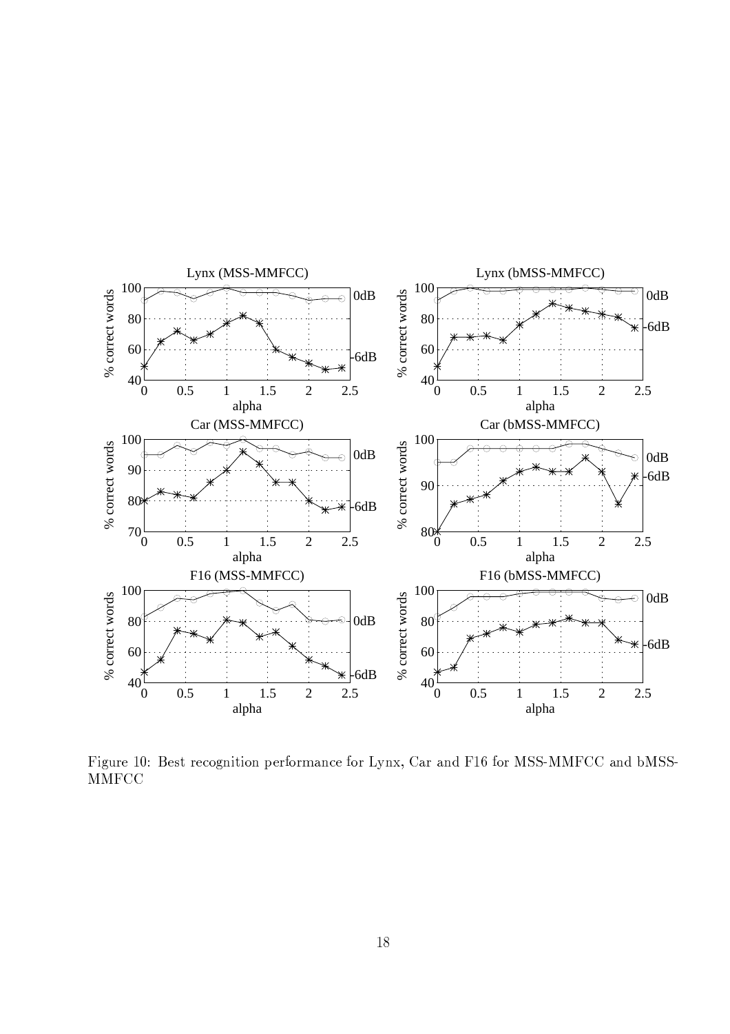Figure 10: Best recognition performance for Lynx, Car and F16 for MSS-MMFCC and bMSS-MMFCC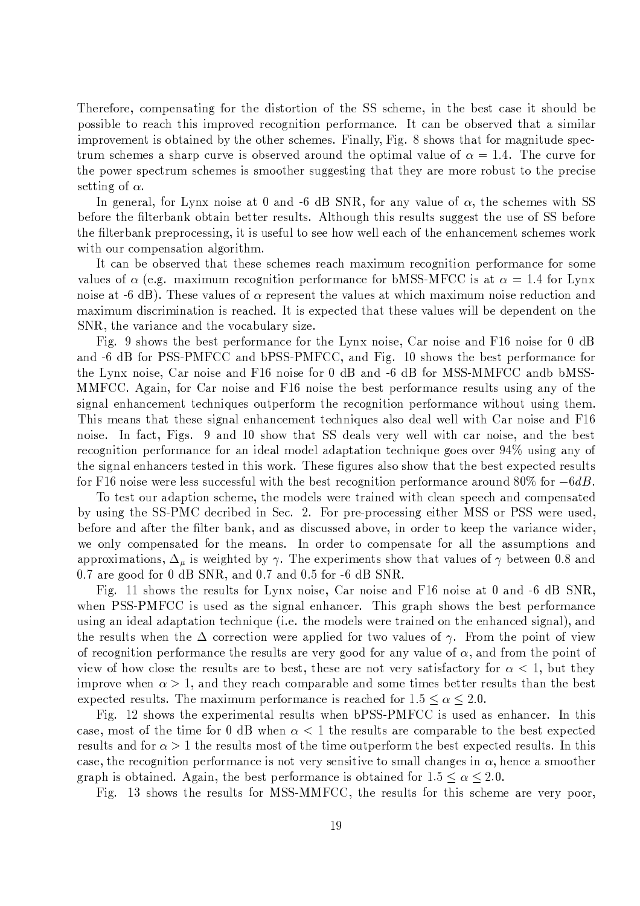Therefore, compensating for the distortion of the SS scheme, in the best case it should be possible to reach this improved recognition performance. It can be observed that a similar improvement is obtained by the other schemes. Finally, Fig. 8 shows that for magnitude spectrum schemes a sharp curve is observed around the optimal value of $\alpha = 1.4$. The curve for the power spectrum schemes is smoother suggesting that they are more robust to the precise setting of $\alpha$.

In general, for Lynx noise at 0 and -6 dB SNR, for any value of $\alpha$, the schemes with SS before the filterbank obtain better results. Although this results suggest the use of SS before the filterbank preprocessing, it is useful to see how well each of the enhancement schemes work with our compensation algorithm.

It can be observed that these schemes reach maximum recognition performance for some values of $\alpha$ (e.g. maximum recognition performance for bMSS-MFCC is at $\alpha = 1.4$ for Lynx noise at -6 dB). These values of $\alpha$ represent the values at which maximum noise reduction and maximum discrimination is reached. It is expected that these values will be dependent on the SNR, the variance and the vocabulary size.

Fig. 9 shows the best performance for the Lynx noise, Car noise and F16 noise for 0 dB and -6 dB for PSS-PMFCC and bPSS-PMFCC, and Fig. 10 shows the best performance for the Lynx noise, Car noise and F16 noise for 0 dB and -6 dB for MSS-MMFCC andb bMSS-MMFCC. Again, for Car noise and F16 noise the best performance results using any of the signal enhancement techniques outperform the recognition performance without using them. This means that these signal enhancement techniques also deal well with Car noise and F16 noise. In fact, Figs. 9 and 10 show that SS deals very well with car noise, and the best recognition performance for an ideal model adaptation technique goes over 94% using any of the signal enhancers tested in this work. These figures also show that the best expected results for F16 noise were less successful with the best recognition performance around 80% for $-6dB$.

To test our adaption scheme, the models were trained with clean speech and compensated by using the SS-PMC decribed in Sec. 2. For pre-processing either MSS or PSS were used, before and after the filter bank, and as discussed above, in order to keep the variance wider, we only compensated for the means. In order to compensate for all the assumptions and approximations, $\Delta_\mu$ is weighted by $\gamma$. The experiments show that values of $\gamma$ between 0.8 and 0.7 are good for 0 dB SNR, and 0.7 and 0.5 for -6 dB SNR.

Fig. 11 shows the results for Lynx noise, Car noise and F16 noise at 0 and -6 dB SNR, when PSS-PMFCC is used as the signal enhancer. This graph shows the best performance using an ideal adaptation technique (i.e. the models were trained on the enhanced signal), and the results when the $\Delta$ correction were applied for two values of $\gamma$. From the point of view of recognition performance the results are very good for any value of $\alpha$, and from the point of view of how close the results are to best, these are not very satisfactory for $\alpha < 1$, but they improve when $\alpha > 1$, and they reach comparable and some times better results than the best expected results. The maximum performance is reached for $1.5 \leq \alpha \leq 2.0$.

Fig. 12 shows the experimental results when bPSS-PMFCC is used as enhancer. In this case, most of the time for 0 dB when $\alpha < 1$ the results are comparable to the best expected results and for $\alpha > 1$ the results most of the time outperform the best expected results. In this case, the recognition performance is not very sensitive to small changes in $\alpha$, hence a smoother graph is obtained. Again, the best performance is obtained for $1.5 \leq \alpha \leq 2.0$.

Fig. 13 shows the results for MSS-MMFCC, the results for this scheme are very poor,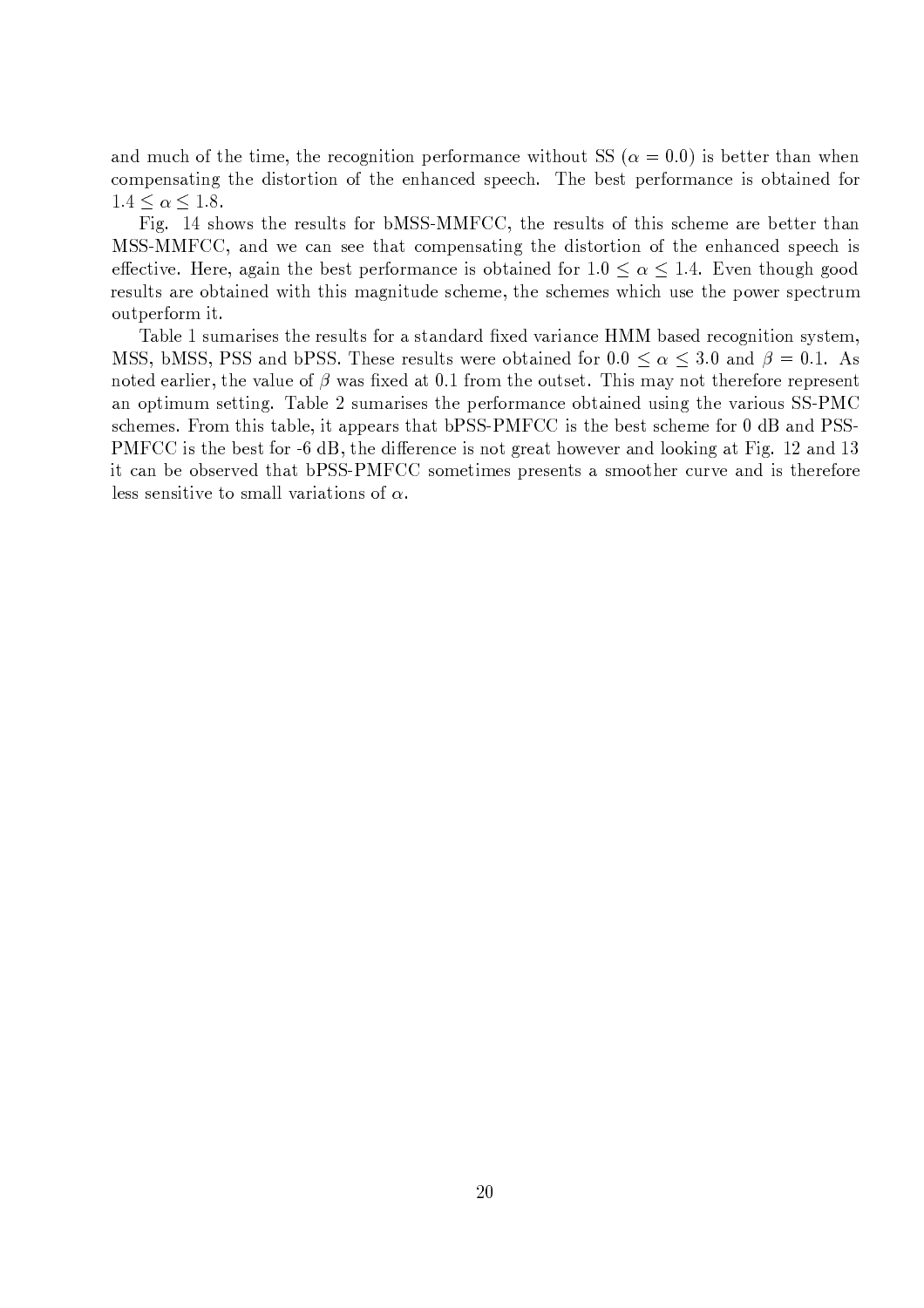and much of the time, the recognition performance without SS ($\alpha = 0.0$) is better than when compensating the distortion of the enhanced speech. The best performance is obtained for $1.4 \leq \alpha \leq 1.8$.

Fig. 14 shows the results for bMSS-MMFCC, the results of this scheme are better than MSS-MMFCC, and we can see that compensating the distortion of the enhanced speech is effective. Here, again the best performance is obtained for $1.0 \leq \alpha \leq 1.4$. Even though good results are obtained with this magnitude scheme, the schemes which use the power spectrum outperform it.

Table 1 sumarises the results for a standard fixed variance HMM based recognition system, MSS, bMSS, PSS and bPSS. These results were obtained for $0.0 \leq \alpha \leq 3.0$ and $\beta = 0.1$. As noted earlier, the value of $\beta$ was fixed at 0.1 from the outset. This may not therefore represent an optimum setting. Table 2 sumarises the performance obtained using the various SS-PMC schemes. From this table, it appears that bPSS-PMFCC is the best scheme for 0 dB and PSS-PMFCC is the best for -6 dB, the difference is not great however and looking at Fig. 12 and 13 it can be observed that bPSS-PMFCC sometimes presents a smoother curve and is therefore less sensitive to small variations of $\alpha$.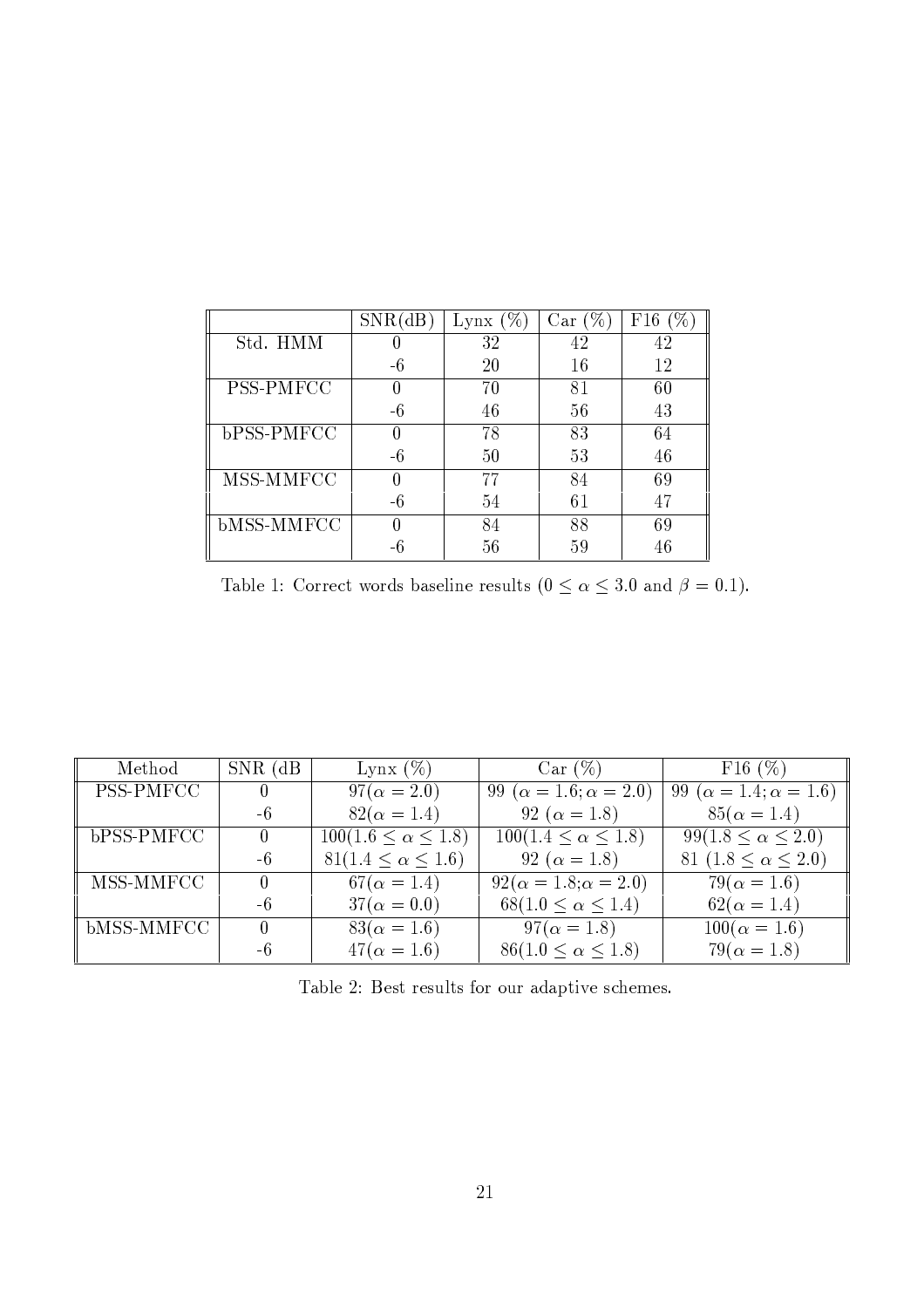| | SNR(dB) | Lynx (%) | Car (%) | F16 (%) |
|---|---|---|---|---|
| Std. HMM | 0 | 32 | 42 | 42 |
| | -6 | 20 | 16 | 12 |
| PSS-PMFCC | 0 | 70 | 81 | 60 |
| | -6 | 46 | 56 | 43 |
| bPSS-PMFCC | 0 | 78 | 83 | 64 |
| | -6 | 50 | 53 | 46 |
| MSS-MMFCC | 0 | 77 | 84 | 69 |
| | -6 | 54 | 61 | 47 |
| bMSS-MMFCC | 0 | 84 | 88 | 69 |
| | -6 | 56 | 59 | 46 |

Table 1: Correct words baseline results ($0 \leq \alpha \leq 3.0$ and $\beta = 0.1$).

| Method | SNR (dB | Lynx (%) | Car (%) | F16 (%) |
|---|---|---|---|---|
| PSS-PMFCC | 0 | $97(\alpha = 2.0)$ | 99 $(\alpha = 1.6; \alpha = 2.0)$ | 99 $(\alpha = 1.4; \alpha = 1.6)$ |
| | -6 | $82(\alpha = 1.4)$ | 92 $(\alpha = 1.8)$ | $85(\alpha = 1.4)$ |
| bPSS-PMFCC | 0 | $100(1.6 \leq \alpha \leq 1.8)$ | $100(1.4 \leq \alpha \leq 1.8)$ | $99(1.8 \leq \alpha \leq 2.0)$ |
| | -6 | $81(1.4 \leq \alpha \leq 1.6)$ | 92 $(\alpha = 1.8)$ | 81 $(1.8 \leq \alpha \leq 2.0)$ |
| MSS-MMFCC | 0 | $67(\alpha = 1.4)$ | $92(\alpha = 1.8; \alpha = 2.0)$ | $79(\alpha = 1.6)$ |
| | -6 | $37(\alpha = 0.0)$ | $68(1.0 \leq \alpha \leq 1.4)$ | $62(\alpha = 1.4)$ |
| bMSS-MMFCC | 0 | $83(\alpha = 1.6)$ | $97(\alpha = 1.8)$ | $100(\alpha = 1.6)$ |
| | -6 | $47(\alpha = 1.6)$ | $86(1.0 \leq \alpha \leq 1.8)$ | $79(\alpha = 1.8)$ |

Table 2: Best results for our adaptive schemes.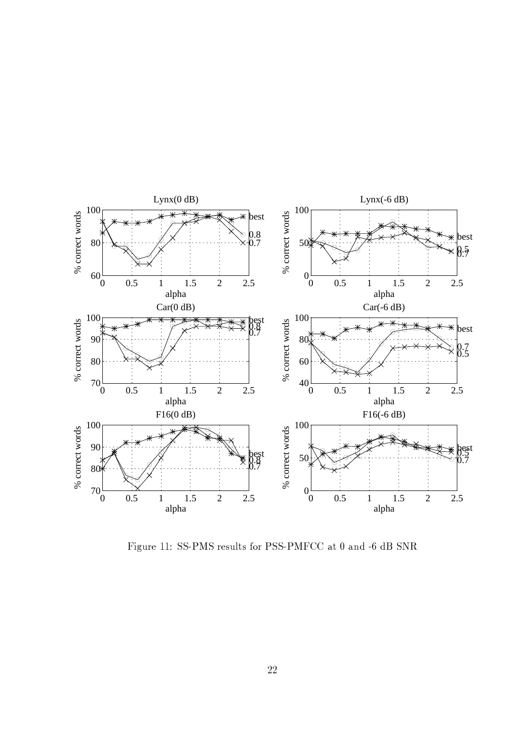Figure 11: SS-PMS results for PSS-PMFCC at 0 and -6 dB SNR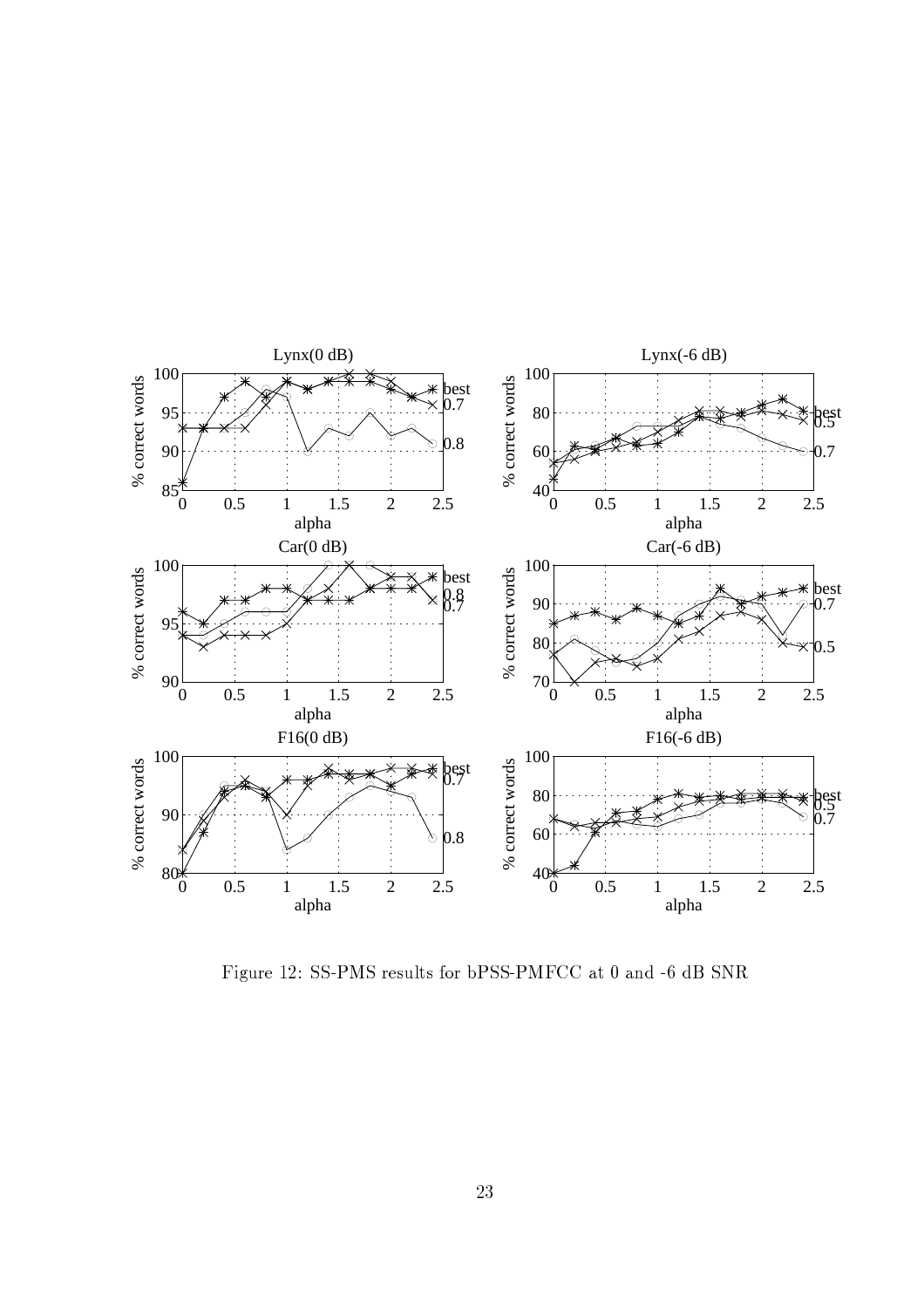Figure 12: SS-PMS results for bPSS-PMFCC at 0 and -6 dB SNR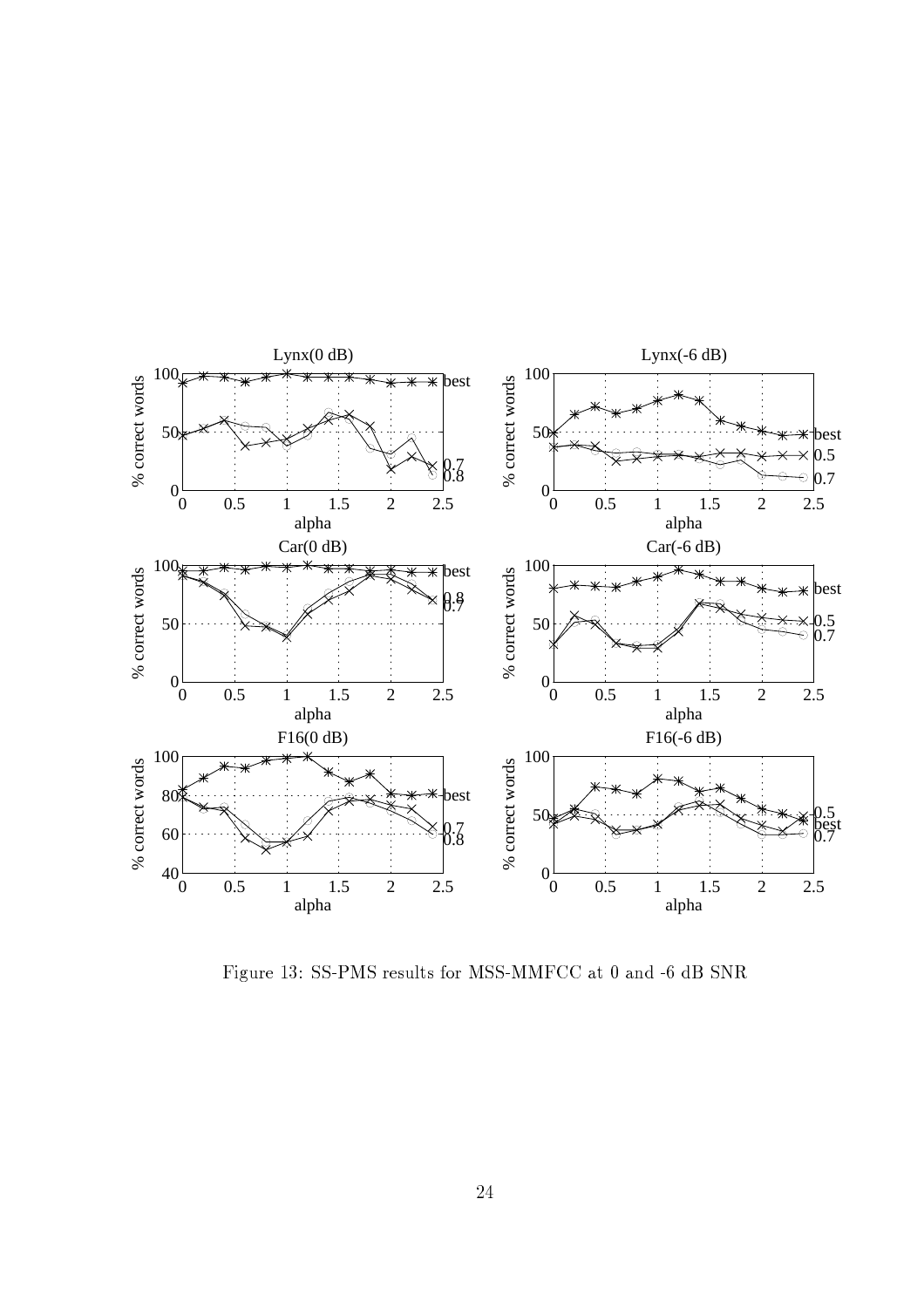Figure 13: SS-PMS results for MSS-MMFCC at 0 and -6 dB SNR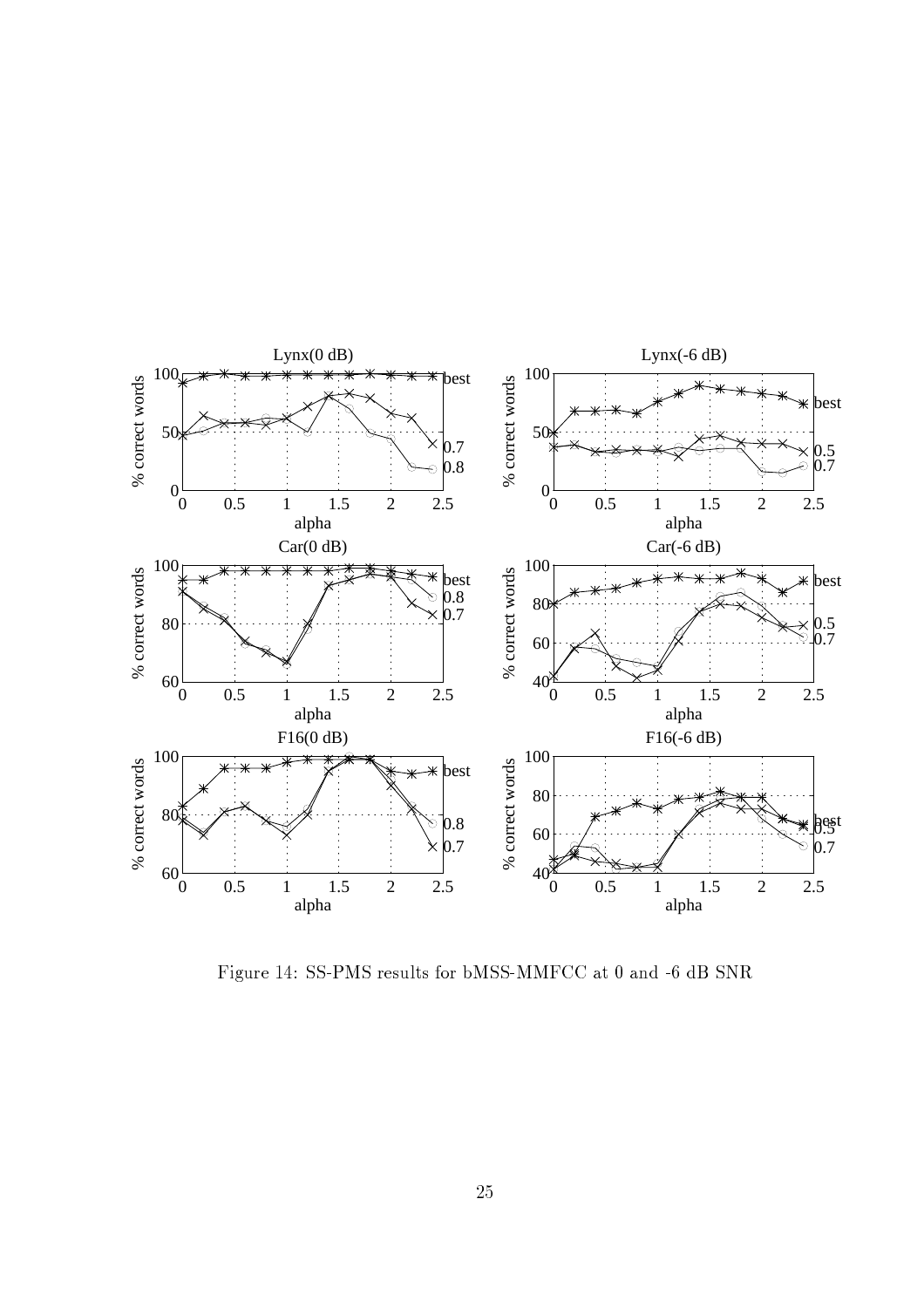Figure 14: SS-PMS results for bMSS-MMFCC at 0 and -6 dB SNR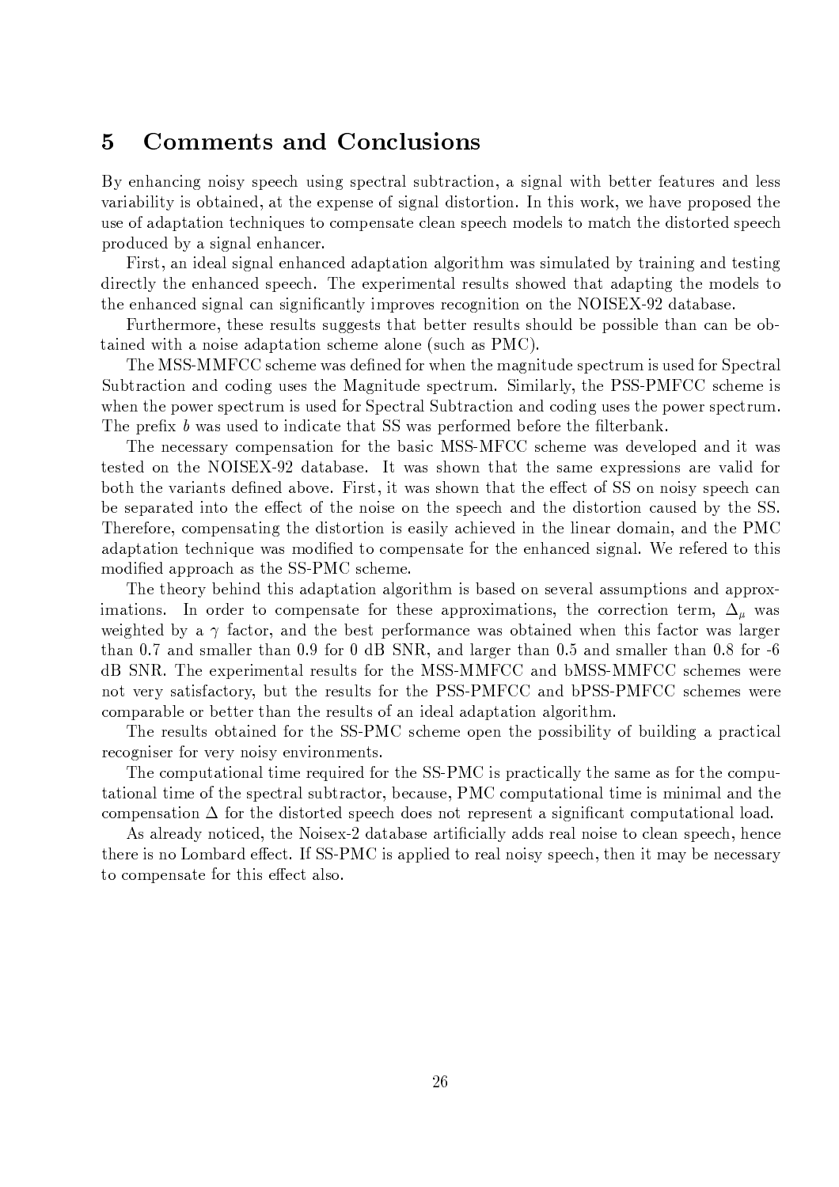# 5 Comments and Conclusions

By enhancing noisy speech using spectral subtraction, a signal with better features and less variability is obtained, at the expense of signal distortion. In this work, we have proposed the use of adaptation techniques to compensate clean speech models to match the distorted speech produced by a signal enhancer.

First, an ideal signal enhanced adaptation algorithm was simulated by training and testing directly the enhanced speech. The experimental results showed that adapting the models to the enhanced signal can significantly improves recognition on the NOISEX-92 database.

Furthermore, these results suggests that better results should be possible than can be obtained with a noise adaptation scheme alone (such as PMC).

The MSS-MMFCC scheme was defined for when the magnitude spectrum is used for Spectral Subtraction and coding uses the Magnitude spectrum. Similarly, the PSS-PMFCC scheme is when the power spectrum is used for Spectral Subtraction and coding uses the power spectrum. The prefix *b* was used to indicate that SS was performed before the filterbank.

The necessary compensation for the basic MSS-MFCC scheme was developed and it was tested on the NOISEX-92 database. It was shown that the same expressions are valid for both the variants defined above. First, it was shown that the effect of SS on noisy speech can be separated into the effect of the noise on the speech and the distortion caused by the SS. Therefore, compensating the distortion is easily achieved in the linear domain, and the PMC adaptation technique was modified to compensate for the enhanced signal. We refered to this modified approach as the SS-PMC scheme.

The theory behind this adaptation algorithm is based on several assumptions and approximations. In order to compensate for these approximations, the correction term, $\Delta_\mu$ was weighted by a $\gamma$ factor, and the best performance was obtained when this factor was larger than 0.7 and smaller than 0.9 for 0 dB SNR, and larger than 0.5 and smaller than 0.8 for -6 dB SNR. The experimental results for the MSS-MMFCC and bMSS-MMFCC schemes were not very satisfactory, but the results for the PSS-PMFCC and bPSS-PMFCC schemes were comparable or better than the results of an ideal adaptation algorithm.

The results obtained for the SS-PMC scheme open the possibility of building a practical recogniser for very noisy environments.

The computational time required for the SS-PMC is practically the same as for the computational time of the spectral subtractor, because, PMC computational time is minimal and the compensation $\Delta$ for the distorted speech does not represent a significant computational load.

As already noticed, the Noisex-2 database artificially adds real noise to clean speech, hence there is no Lombard effect. If SS-PMC is applied to real noisy speech, then it may be necessary to compensate for this effect also.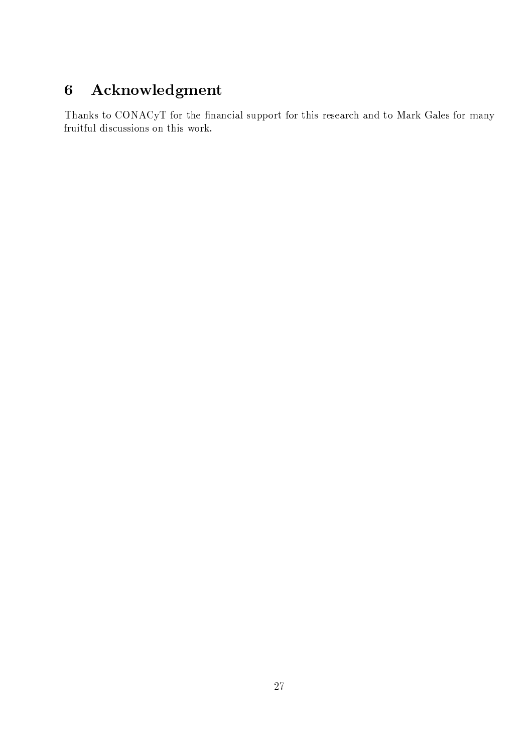# 6 Acknowledgment

Thanks to CONACyT for the financial support for this research and to Mark Gales for many fruitful discussions on this work.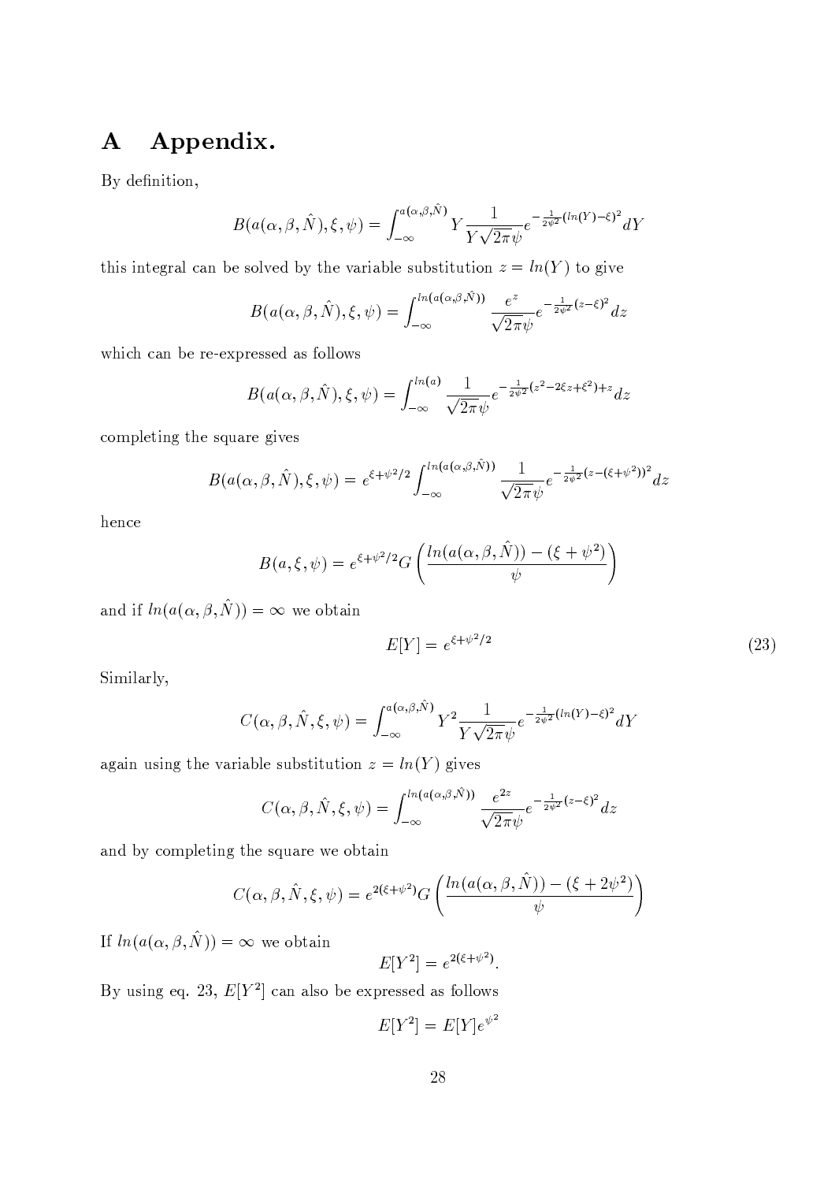# A Appendix.

By definition,

$$B(a(\alpha,\beta,\hat{N}),\xi,\psi) = \int_{-\infty}^{a(\alpha,\beta,\hat{N})} Y \frac{1}{Y\sqrt{2\pi}\psi} e^{-\frac{1}{2\psi^2}(ln(Y)-\xi)^2} dY$$

this integral can be solved by the variable substitution $z = ln(Y)$ to give

$$B(a(\alpha,\beta,\hat{N}),\xi,\psi) = \int_{-\infty}^{ln(a(\alpha,\beta,\hat{N}))} \frac{e^z}{\sqrt{2\pi}\psi} e^{-\frac{1}{2\psi^2}(z-\xi)^2} dz$$

which can be re-expressed as follows

$$B(a(\alpha,\beta,\hat{N}),\xi,\psi) = \int_{-\infty}^{ln(a)} \frac{1}{\sqrt{2\pi}\psi} e^{-\frac{1}{2\psi^2}(z^2-2\xi z+\xi^2)+z} dz$$

completing the square gives

$$B(a(\alpha,\beta,\hat{N}),\xi,\psi) = e^{\xi+\psi^2/2} \int_{-\infty}^{ln(a(\alpha,\beta,\hat{N}))} \frac{1}{\sqrt{2\pi}\psi} e^{-\frac{1}{2\psi^2}(z-(\xi+\psi^2))^2} dz$$

hence

$$B(a,\xi,\psi) = e^{\xi+\psi^2/2} G\left(\frac{ln(a(\alpha,\beta,\hat{N})) - (\xi+\psi^2)}{\psi}\right)$$

and if $ln(a(\alpha,\beta,\hat{N})) = \infty$ we obtain

$$E[Y] = e^{\xi+\psi^2/2} \tag{23}$$

Similarly,

$$C(\alpha,\beta,\hat{N},\xi,\psi) = \int_{-\infty}^{a(\alpha,\beta,\hat{N})} Y^2 \frac{1}{Y\sqrt{2\pi}\psi} e^{-\frac{1}{2\psi^2}(ln(Y)-\xi)^2} dY$$

again using the variable substitution $z = ln(Y)$ gives

$$C(\alpha,\beta,\hat{N},\xi,\psi) = \int_{-\infty}^{ln(a(\alpha,\beta,\hat{N}))} \frac{e^{2z}}{\sqrt{2\pi}\psi} e^{-\frac{1}{2\psi^2}(z-\xi)^2} dz$$

and by completing the square we obtain

$$C(\alpha,\beta,\hat{N},\xi,\psi) = e^{2(\xi+\psi^2)} G\left(\frac{ln(a(\alpha,\beta,\hat{N})) - (\xi+2\psi^2)}{\psi}\right)$$

If $ln(a(\alpha,\beta,\hat{N})) = \infty$ we obtain

$$E[Y^2] = e^{2(\xi+\psi^2)}.$$

By using eq. 23, $E[Y^2]$ can also be expressed as follows

$$E[Y^2] = E[Y]e^{\psi^2}$$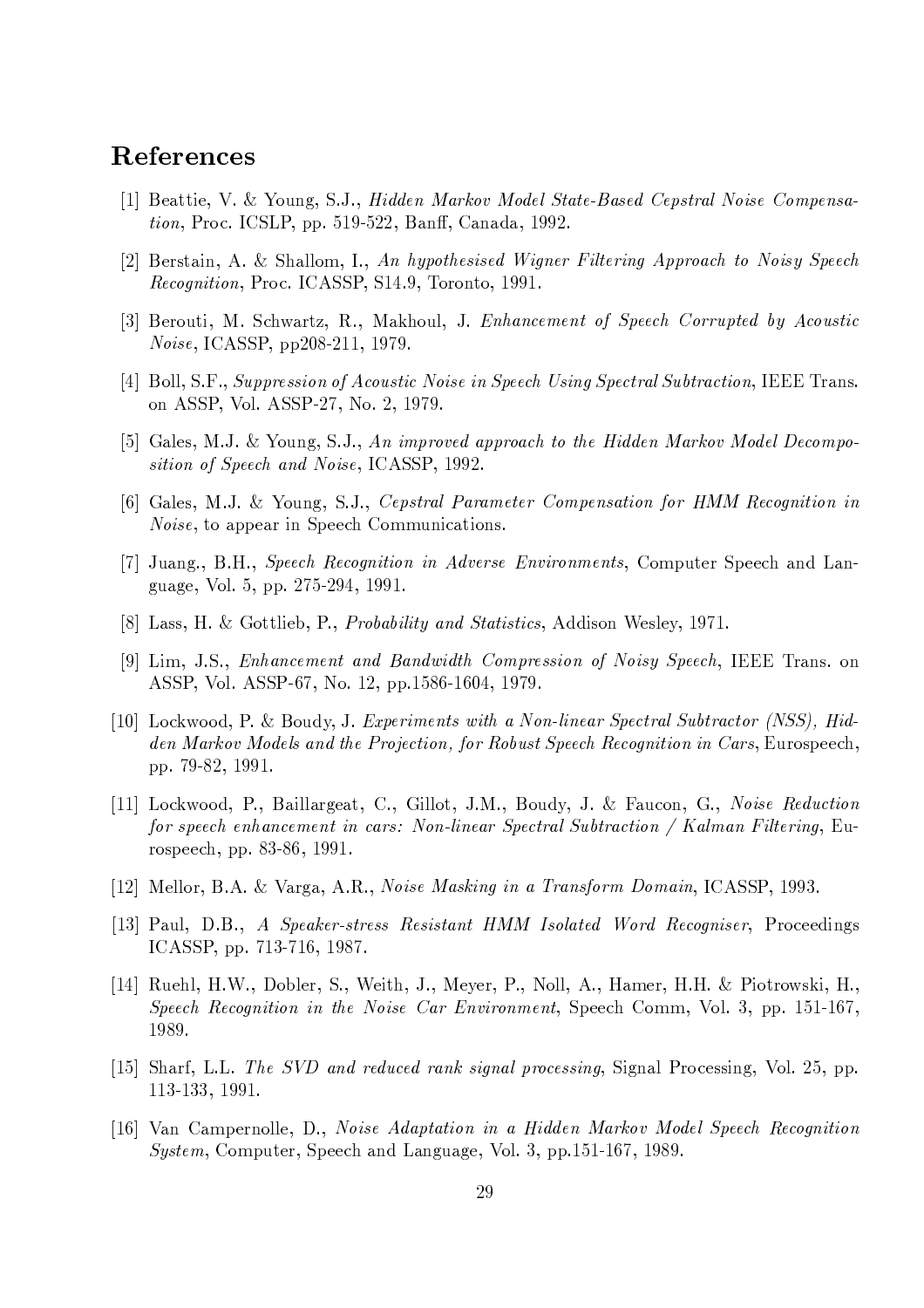# References

[1] Beattie, V. & Young, S.J., *Hidden Markov Model State-Based Cepstral Noise Compensation*, Proc. ICSLP, pp. 519-522, Banff, Canada, 1992.

[2] Berstain, A. & Shallom, I., *An hypothesised Wigner Filtering Approach to Noisy Speech Recognition*, Proc. ICASSP, S14.9, Toronto, 1991.

[3] Berouti, M. Schwartz, R., Makhoul, J. *Enhancement of Speech Corrupted by Acoustic Noise*, ICASSP, pp208-211, 1979.

[4] Boll, S.F., *Suppression of Acoustic Noise in Speech Using Spectral Subtraction*, IEEE Trans. on ASSP, Vol. ASSP-27, No. 2, 1979.

[5] Gales, M.J. & Young, S.J., *An improved approach to the Hidden Markov Model Decomposition of Speech and Noise*, ICASSP, 1992.

[6] Gales, M.J. & Young, S.J., *Cepstral Parameter Compensation for HMM Recognition in Noise*, to appear in Speech Communications.

[7] Juang., B.H., *Speech Recognition in Adverse Environments*, Computer Speech and Language, Vol. 5, pp. 275-294, 1991.

[8] Lass, H. & Gottlieb, P., *Probability and Statistics*, Addison Wesley, 1971.

[9] Lim, J.S., *Enhancement and Bandwidth Compression of Noisy Speech*, IEEE Trans. on ASSP, Vol. ASSP-67, No. 12, pp.1586-1604, 1979.

[10] Lockwood, P. & Boudy, J. *Experiments with a Non-linear Spectral Subtractor (NSS), Hidden Markov Models and the Projection, for Robust Speech Recognition in Cars*, Eurospeech, pp. 79-82, 1991.

[11] Lockwood, P., Baillargeat, C., Gillot, J.M., Boudy, J. & Faucon, G., *Noise Reduction for speech enhancement in cars: Non-linear Spectral Subtraction / Kalman Filtering*, Eurospeech, pp. 83-86, 1991.

[12] Mellor, B.A. & Varga, A.R., *Noise Masking in a Transform Domain*, ICASSP, 1993.

[13] Paul, D.B., *A Speaker-stress Resistant HMM Isolated Word Recogniser*, Proceedings ICASSP, pp. 713-716, 1987.

[14] Ruehl, H.W., Dobler, S., Weith, J., Meyer, P., Noll, A., Hamer, H.H. & Piotrowski, H., *Speech Recognition in the Noise Car Environment*, Speech Comm, Vol. 3, pp. 151-167, 1989.

[15] Sharf, L.L. *The SVD and reduced rank signal processing*, Signal Processing, Vol. 25, pp. 113-133, 1991.

[16] Van Campernolle, D., *Noise Adaptation in a Hidden Markov Model Speech Recognition System*, Computer, Speech and Language, Vol. 3, pp.151-167, 1989.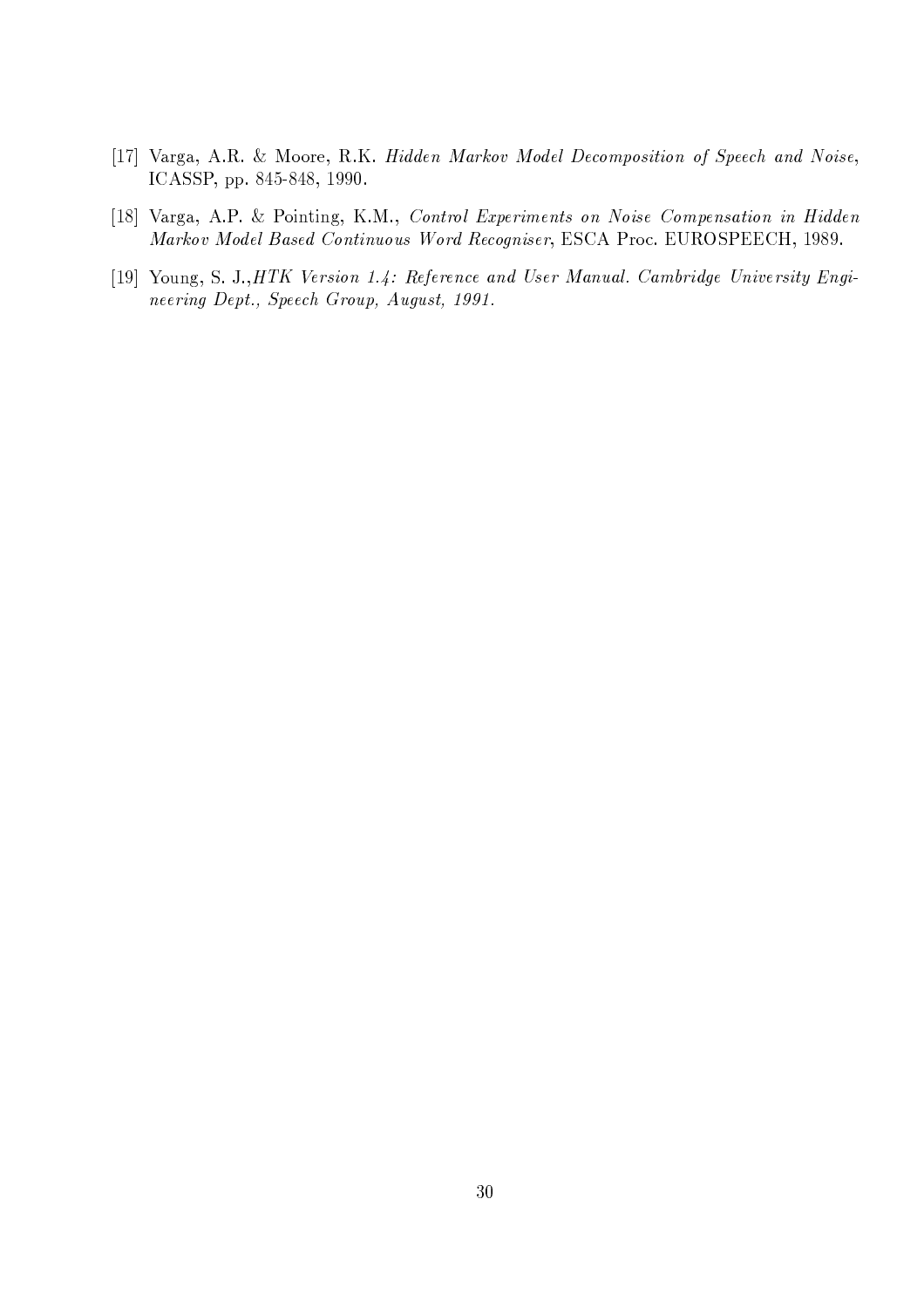[17] Varga, A.R. & Moore, R.K. *Hidden Markov Model Decomposition of Speech and Noise*, ICASSP, pp. 845-848, 1990.

[18] Varga, A.P. & Pointing, K.M., *Control Experiments on Noise Compensation in Hidden Markov Model Based Continuous Word Recogniser*, ESCA Proc. EUROSPEECH, 1989.

[19] Young, S. J.,*HTK Version 1.4: Reference and User Manual. Cambridge University Engineering Dept., Speech Group, August, 1991.*